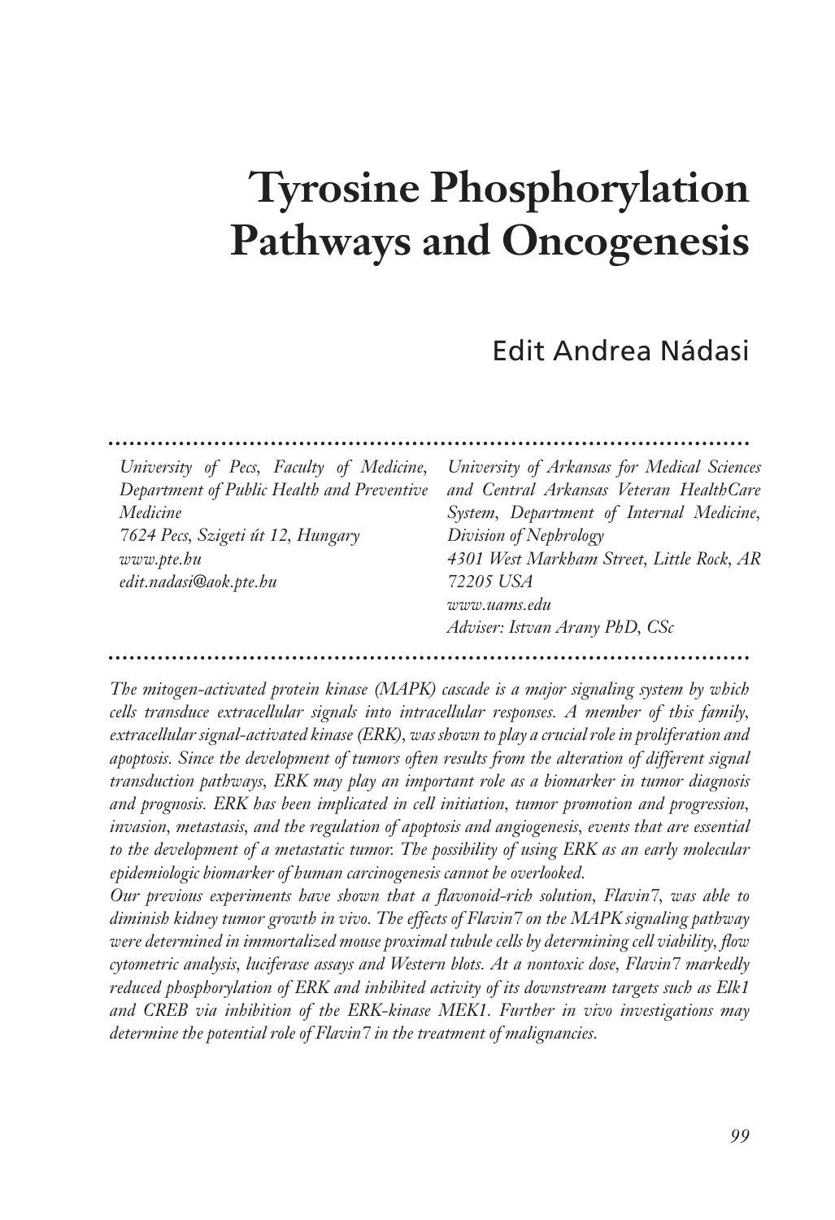# Tyrosine Phosphorylation Pathways and Oncogenesis

Edit Andrea Nádasi

*University of Pecs, Faculty of Medicine, Department of Public Health and Preventive Medicine*
*7624 Pecs, Szigeti út 12, Hungary*
*www.pte.hu*
*edit.nadasi@aok.pte.hu*

*University of Arkansas for Medical Sciences and Central Arkansas Veteran HealthCare System, Department of Internal Medicine, Division of Nephrology*
*4301 West Markham Street, Little Rock, AR 72205 USA*
*www.uams.edu*
*Adviser: Istvan Arany PhD, CSc*

*The mitogen-activated protein kinase (MAPK) cascade is a major signaling system by which cells transduce extracellular signals into intracellular responses. A member of this family, extracellular signal-activated kinase (ERK), was shown to play a crucial role in proliferation and apoptosis. Since the development of tumors often results from the alteration of different signal transduction pathways, ERK may play an important role as a biomarker in tumor diagnosis and prognosis. ERK has been implicated in cell initiation, tumor promotion and progression, invasion, metastasis, and the regulation of apoptosis and angiogenesis, events that are essential to the development of a metastatic tumor. The possibility of using ERK as an early molecular epidemiologic biomarker of human carcinogenesis cannot be overlooked.*

*Our previous experiments have shown that a flavonoid-rich solution, Flavin7, was able to diminish kidney tumor growth in vivo. The effects of Flavin7 on the MAPK signaling pathway were determined in immortalized mouse proximal tubule cells by determining cell viability, flow cytometric analysis, luciferase assays and Western blots. At a nontoxic dose, Flavin7 markedly reduced phosphorylation of ERK and inhibited activity of its downstream targets such as Elk1 and CREB via inhibition of the ERK-kinase MEK1. Further in vivo investigations may determine the potential role of Flavin7 in the treatment of malignancies.*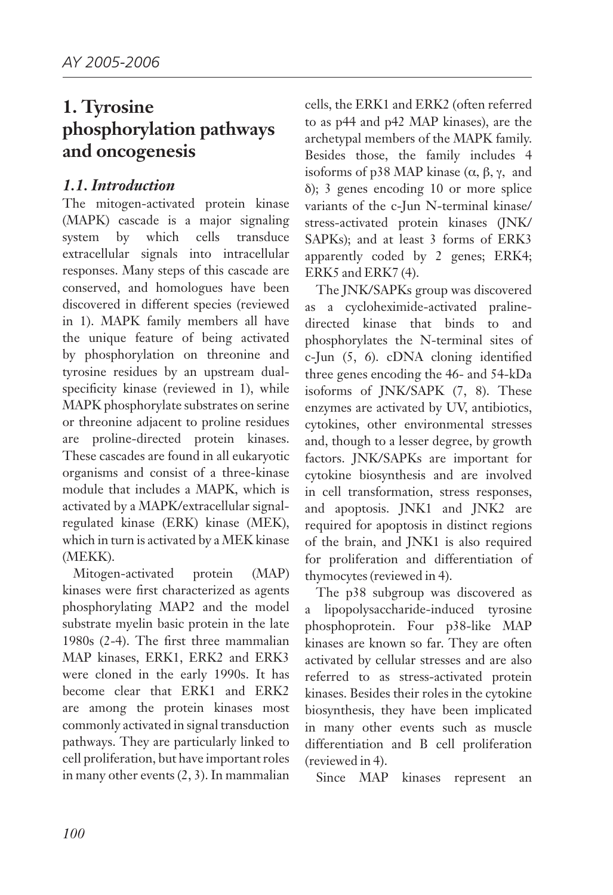# 1. Tyrosine phosphorylation pathways and oncogenesis

## *1.1. Introduction*

The mitogen-activated protein kinase (MAPK) cascade is a major signaling system by which cells transduce extracellular signals into intracellular responses. Many steps of this cascade are conserved, and homologues have been discovered in different species (reviewed in 1). MAPK family members all have the unique feature of being activated by phosphorylation on threonine and tyrosine residues by an upstream dual-specificity kinase (reviewed in 1), while MAPK phosphorylate substrates on serine or threonine adjacent to proline residues are proline-directed protein kinases. These cascades are found in all eukaryotic organisms and consist of a three-kinase module that includes a MAPK, which is activated by a MAPK/extracellular signal-regulated kinase (ERK) kinase (MEK), which in turn is activated by a MEK kinase (MEKK).

Mitogen-activated protein (MAP) kinases were first characterized as agents phosphorylating MAP2 and the model substrate myelin basic protein in the late 1980s (2-4). The first three mammalian MAP kinases, ERK1, ERK2 and ERK3 were cloned in the early 1990s. It has become clear that ERK1 and ERK2 are among the protein kinases most commonly activated in signal transduction pathways. They are particularly linked to cell proliferation, but have important roles in many other events (2, 3). In mammalian cells, the ERK1 and ERK2 (often referred to as p44 and p42 MAP kinases), are the archetypal members of the MAPK family. Besides those, the family includes 4 isoforms of p38 MAP kinase (α, β, γ, and δ); 3 genes encoding 10 or more splice variants of the c-Jun N-terminal kinase/stress-activated protein kinases (JNK/SAPKs); and at least 3 forms of ERK3 apparently coded by 2 genes; ERK4; ERK5 and ERK7 (4).

The JNK/SAPKs group was discovered as a cycloheximide-activated praline-directed kinase that binds to and phosphorylates the N-terminal sites of c-Jun (5, 6). cDNA cloning identified three genes encoding the 46- and 54-kDa isoforms of JNK/SAPK (7, 8). These enzymes are activated by UV, antibiotics, cytokines, other environmental stresses and, though to a lesser degree, by growth factors. JNK/SAPKs are important for cytokine biosynthesis and are involved in cell transformation, stress responses, and apoptosis. JNK1 and JNK2 are required for apoptosis in distinct regions of the brain, and JNK1 is also required for proliferation and differentiation of thymocytes (reviewed in 4).

The p38 subgroup was discovered as a lipopolysaccharide-induced tyrosine phosphoprotein. Four p38-like MAP kinases are known so far. They are often activated by cellular stresses and are also referred to as stress-activated protein kinases. Besides their roles in the cytokine biosynthesis, they have been implicated in many other events such as muscle differentiation and B cell proliferation (reviewed in 4).

Since MAP kinases represent an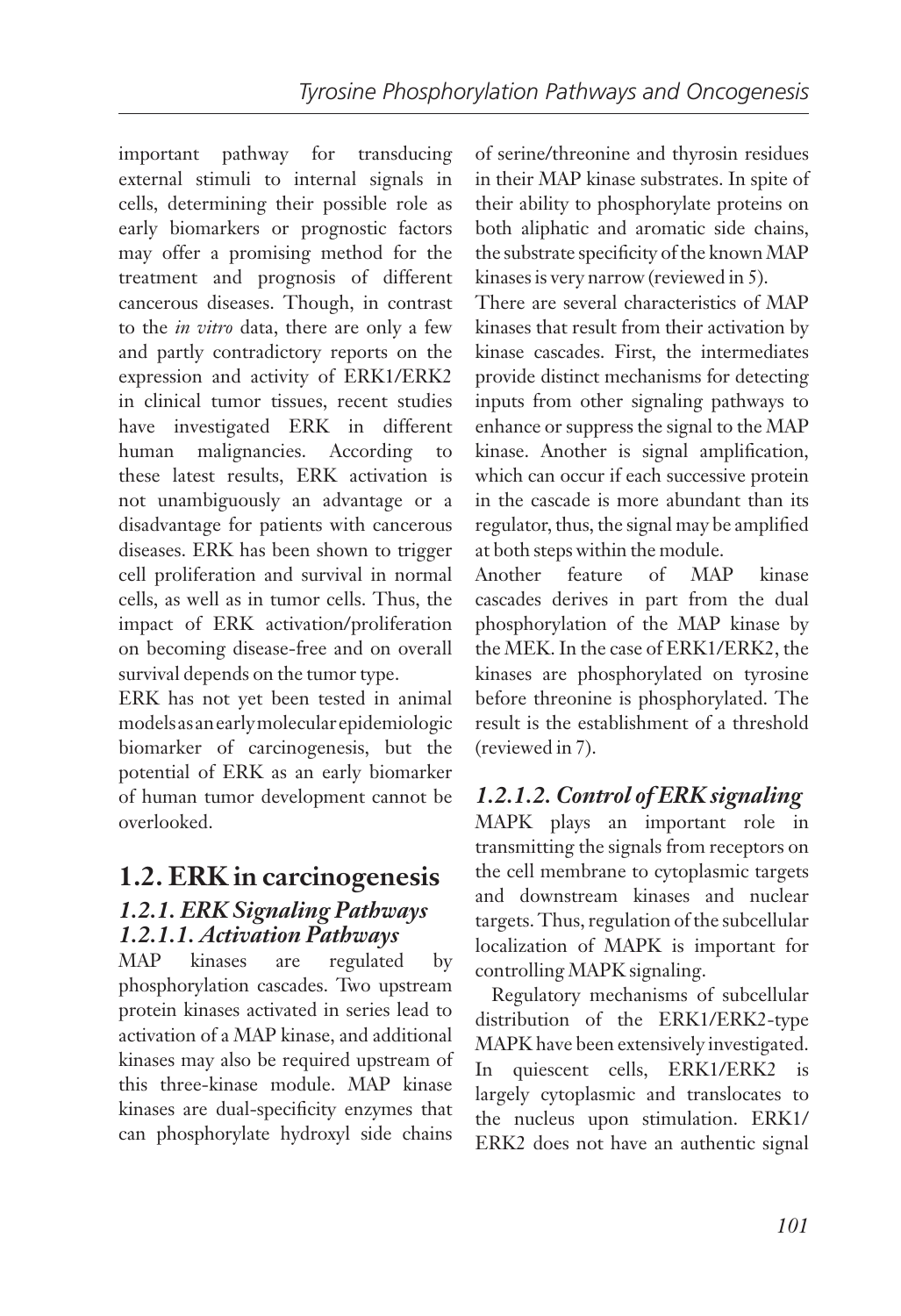important pathway for transducing external stimuli to internal signals in cells, determining their possible role as early biomarkers or prognostic factors may offer a promising method for the treatment and prognosis of different cancerous diseases. Though, in contrast to the *in vitro* data, there are only a few and partly contradictory reports on the expression and activity of ERK1/ERK2 in clinical tumor tissues, recent studies have investigated ERK in different human malignancies. According to these latest results, ERK activation is not unambiguously an advantage or a disadvantage for patients with cancerous diseases. ERK has been shown to trigger cell proliferation and survival in normal cells, as well as in tumor cells. Thus, the impact of ERK activation/proliferation on becoming disease-free and on overall survival depends on the tumor type.

ERK has not yet been tested in animal models as an early molecular epidemiologic biomarker of carcinogenesis, but the potential of ERK as an early biomarker of human tumor development cannot be overlooked.

## 1.2. ERK in carcinogenesis

### *1.2.1. ERK Signaling Pathways*

#### *1.2.1.1. Activation Pathways*

MAP kinases are regulated by phosphorylation cascades. Two upstream protein kinases activated in series lead to activation of a MAP kinase, and additional kinases may also be required upstream of this three-kinase module. MAP kinase kinases are dual-specificity enzymes that can phosphorylate hydroxyl side chains of serine/threonine and thyrosin residues in their MAP kinase substrates. In spite of their ability to phosphorylate proteins on both aliphatic and aromatic side chains, the substrate specificity of the known MAP kinases is very narrow (reviewed in 5).

There are several characteristics of MAP kinases that result from their activation by kinase cascades. First, the intermediates provide distinct mechanisms for detecting inputs from other signaling pathways to enhance or suppress the signal to the MAP kinase. Another is signal amplification, which can occur if each successive protein in the cascade is more abundant than its regulator, thus, the signal may be amplified at both steps within the module.

Another feature of MAP kinase cascades derives in part from the dual phosphorylation of the MAP kinase by the MEK. In the case of ERK1/ERK2, the kinases are phosphorylated on tyrosine before threonine is phosphorylated. The result is the establishment of a threshold (reviewed in 7).

#### *1.2.1.2. Control of ERK signaling*

MAPK plays an important role in transmitting the signals from receptors on the cell membrane to cytoplasmic targets and downstream kinases and nuclear targets. Thus, regulation of the subcellular localization of MAPK is important for controlling MAPK signaling.

Regulatory mechanisms of subcellular distribution of the ERK1/ERK2-type MAPK have been extensively investigated. In quiescent cells, ERK1/ERK2 is largely cytoplasmic and translocates to the nucleus upon stimulation. ERK1/ERK2 does not have an authentic signal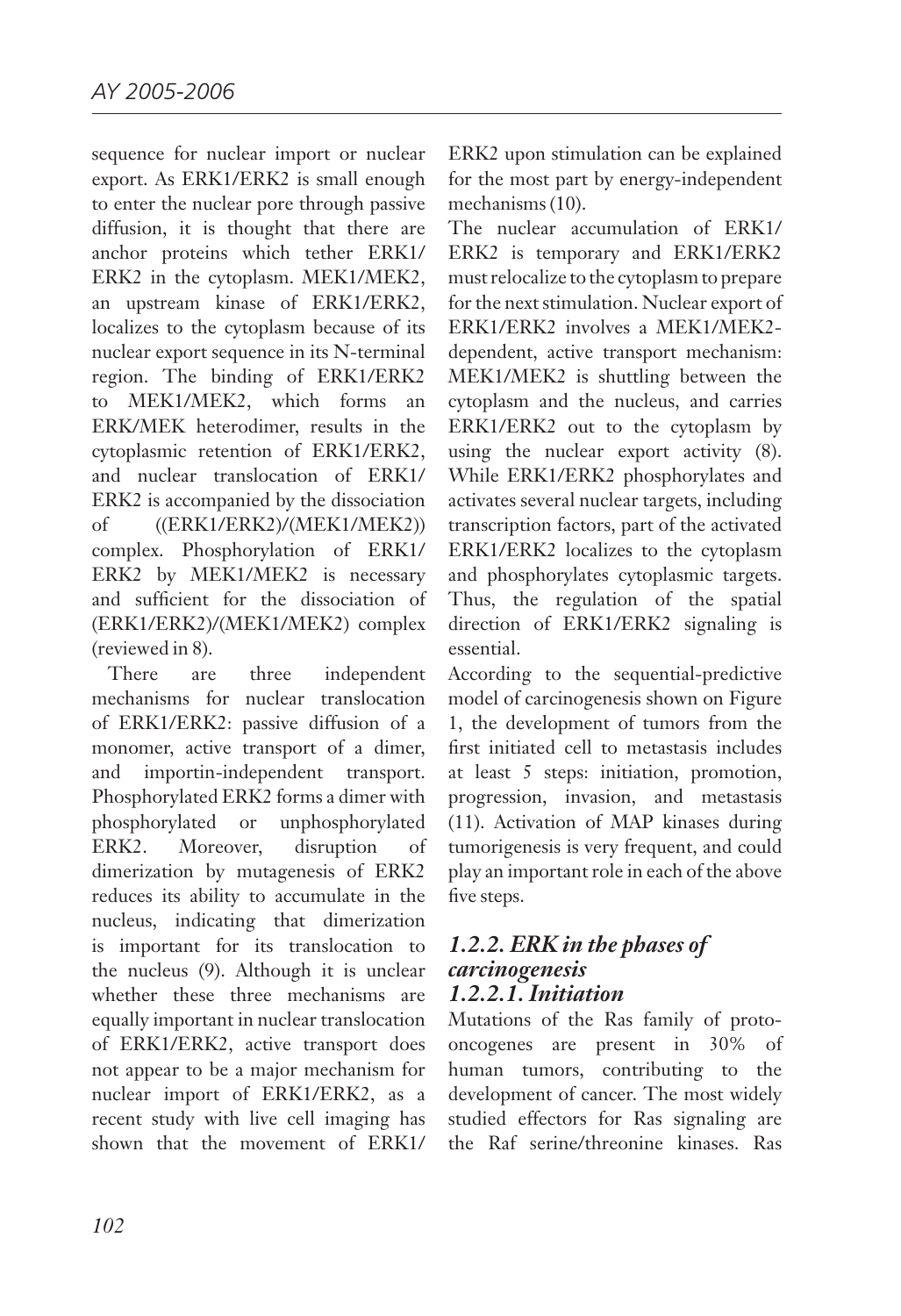sequence for nuclear import or nuclear export. As ERK1/ERK2 is small enough to enter the nuclear pore through passive diffusion, it is thought that there are anchor proteins which tether ERK1/ERK2 in the cytoplasm. MEK1/MEK2, an upstream kinase of ERK1/ERK2, localizes to the cytoplasm because of its nuclear export sequence in its N-terminal region. The binding of ERK1/ERK2 to MEK1/MEK2, which forms an ERK/MEK heterodimer, results in the cytoplasmic retention of ERK1/ERK2, and nuclear translocation of ERK1/ERK2 is accompanied by the dissociation of ((ERK1/ERK2)/(MEK1/MEK2)) complex. Phosphorylation of ERK1/ERK2 by MEK1/MEK2 is necessary and sufficient for the dissociation of (ERK1/ERK2)/(MEK1/MEK2) complex (reviewed in 8).

There are three independent mechanisms for nuclear translocation of ERK1/ERK2: passive diffusion of a monomer, active transport of a dimer, and importin-independent transport. Phosphorylated ERK2 forms a dimer with phosphorylated or unphosphorylated ERK2. Moreover, disruption of dimerization by mutagenesis of ERK2 reduces its ability to accumulate in the nucleus, indicating that dimerization is important for its translocation to the nucleus (9). Although it is unclear whether these three mechanisms are equally important in nuclear translocation of ERK1/ERK2, active transport does not appear to be a major mechanism for nuclear import of ERK1/ERK2, as a recent study with live cell imaging has shown that the movement of ERK1/ERK2 upon stimulation can be explained for the most part by energy-independent mechanisms (10).

The nuclear accumulation of ERK1/ERK2 is temporary and ERK1/ERK2 must relocalize to the cytoplasm to prepare for the next stimulation. Nuclear export of ERK1/ERK2 involves a MEK1/MEK2-dependent, active transport mechanism: MEK1/MEK2 is shuttling between the cytoplasm and the nucleus, and carries ERK1/ERK2 out to the cytoplasm by using the nuclear export activity (8). While ERK1/ERK2 phosphorylates and activates several nuclear targets, including transcription factors, part of the activated ERK1/ERK2 localizes to the cytoplasm and phosphorylates cytoplasmic targets. Thus, the regulation of the spatial direction of ERK1/ERK2 signaling is essential.

According to the sequential-predictive model of carcinogenesis shown on Figure 1, the development of tumors from the first initiated cell to metastasis includes at least 5 steps: initiation, promotion, progression, invasion, and metastasis (11). Activation of MAP kinases during tumorigenesis is very frequent, and could play an important role in each of the above five steps.

### *1.2.2. ERK in the phases of carcinogenesis*

#### *1.2.2.1. Initiation*

Mutations of the Ras family of proto-oncogenes are present in 30% of human tumors, contributing to the development of cancer. The most widely studied effectors for Ras signaling are the Raf serine/threonine kinases. Ras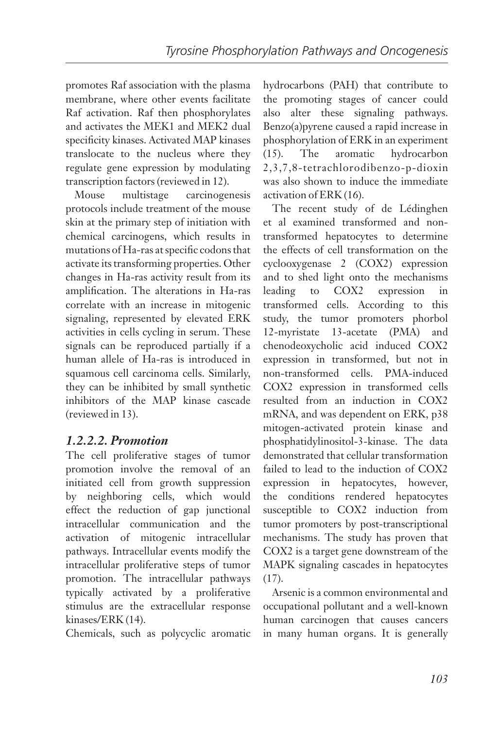promotes Raf association with the plasma membrane, where other events facilitate Raf activation. Raf then phosphorylates and activates the MEK1 and MEK2 dual specificity kinases. Activated MAP kinases translocate to the nucleus where they regulate gene expression by modulating transcription factors (reviewed in 12).

Mouse multistage carcinogenesis protocols include treatment of the mouse skin at the primary step of initiation with chemical carcinogens, which results in mutations of Ha-ras at specific codons that activate its transforming properties. Other changes in Ha-ras activity result from its amplification. The alterations in Ha-ras correlate with an increase in mitogenic signaling, represented by elevated ERK activities in cells cycling in serum. These signals can be reproduced partially if a human allele of Ha-ras is introduced in squamous cell carcinoma cells. Similarly, they can be inhibited by small synthetic inhibitors of the MAP kinase cascade (reviewed in 13).

### *1.2.2.2. Promotion*

The cell proliferative stages of tumor promotion involve the removal of an initiated cell from growth suppression by neighboring cells, which would effect the reduction of gap junctional intracellular communication and the activation of mitogenic intracellular pathways. Intracellular events modify the intracellular proliferative steps of tumor promotion. The intracellular pathways typically activated by a proliferative stimulus are the extracellular response kinases/ERK (14).

Chemicals, such as polycyclic aromatic hydrocarbons (PAH) that contribute to the promoting stages of cancer could also alter these signaling pathways. Benzo(a)pyrene caused a rapid increase in phosphorylation of ERK in an experiment (15). The aromatic hydrocarbon 2,3,7,8-tetrachlorodibenzo-p-dioxin was also shown to induce the immediate activation of ERK (16).

The recent study of de Lédinghen et al examined transformed and non-transformed hepatocytes to determine the effects of cell transformation on the cyclooxygenase 2 (COX2) expression and to shed light onto the mechanisms leading to COX2 expression in transformed cells. According to this study, the tumor promoters phorbol 12-myristate 13-acetate (PMA) and chenodeoxycholic acid induced COX2 expression in transformed, but not in non-transformed cells. PMA-induced COX2 expression in transformed cells resulted from an induction in COX2 mRNA, and was dependent on ERK, p38 mitogen-activated protein kinase and phosphatidylinositol-3-kinase. The data demonstrated that cellular transformation failed to lead to the induction of COX2 expression in hepatocytes, however, the conditions rendered hepatocytes susceptible to COX2 induction from tumor promoters by post-transcriptional mechanisms. The study has proven that COX2 is a target gene downstream of the MAPK signaling cascades in hepatocytes (17).

Arsenic is a common environmental and occupational pollutant and a well-known human carcinogen that causes cancers in many human organs. It is generally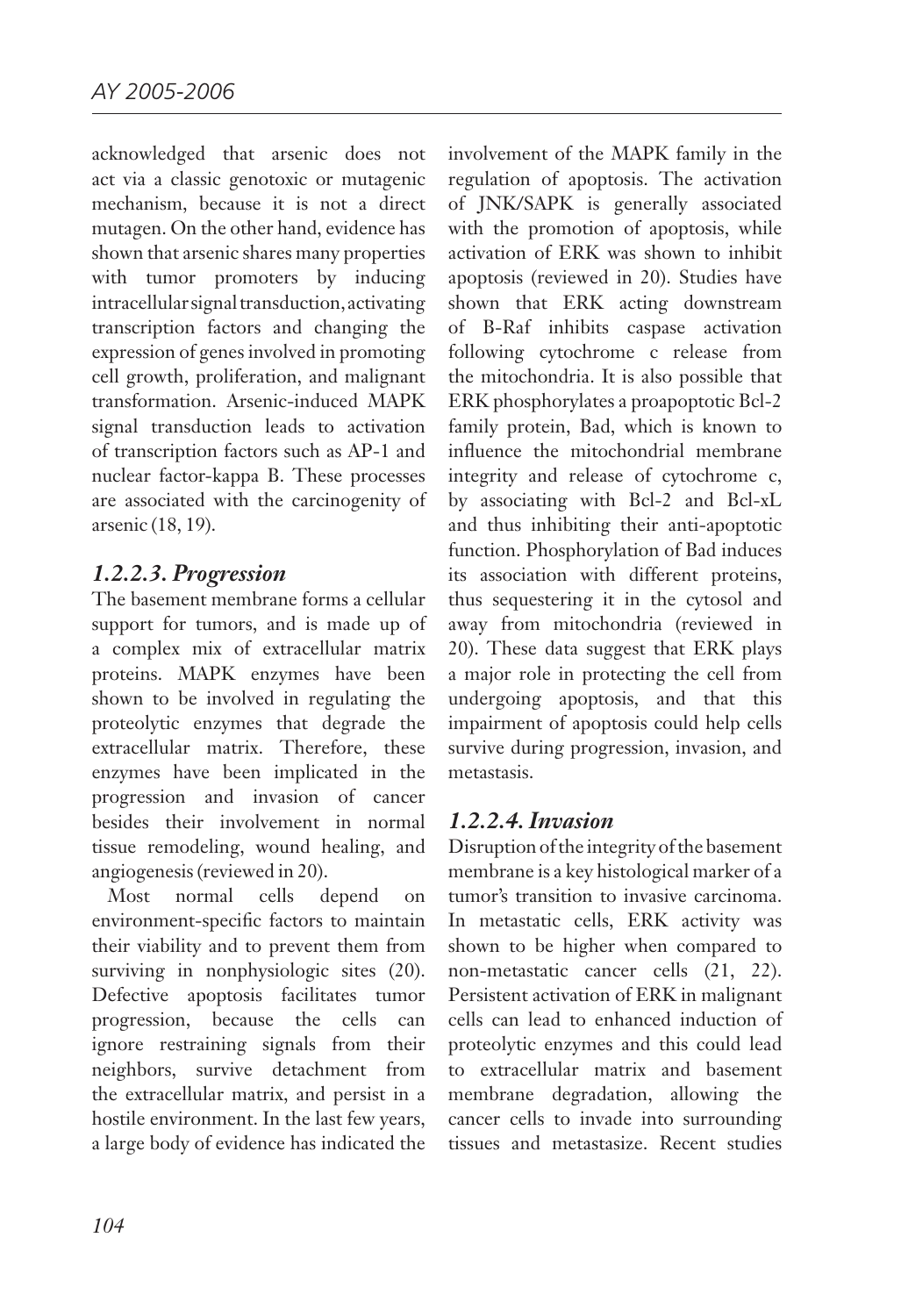acknowledged that arsenic does not act via a classic genotoxic or mutagenic mechanism, because it is not a direct mutagen. On the other hand, evidence has shown that arsenic shares many properties with tumor promoters by inducing intracellular signal transduction, activating transcription factors and changing the expression of genes involved in promoting cell growth, proliferation, and malignant transformation. Arsenic-induced MAPK signal transduction leads to activation of transcription factors such as AP-1 and nuclear factor-kappa B. These processes are associated with the carcinogenity of arsenic (18, 19).

### *1.2.2.3. Progression*

The basement membrane forms a cellular support for tumors, and is made up of a complex mix of extracellular matrix proteins. MAPK enzymes have been shown to be involved in regulating the proteolytic enzymes that degrade the extracellular matrix. Therefore, these enzymes have been implicated in the progression and invasion of cancer besides their involvement in normal tissue remodeling, wound healing, and angiogenesis (reviewed in 20).

Most normal cells depend on environment-specific factors to maintain their viability and to prevent them from surviving in nonphysiologic sites (20). Defective apoptosis facilitates tumor progression, because the cells can ignore restraining signals from their neighbors, survive detachment from the extracellular matrix, and persist in a hostile environment. In the last few years, a large body of evidence has indicated the involvement of the MAPK family in the regulation of apoptosis. The activation of JNK/SAPK is generally associated with the promotion of apoptosis, while activation of ERK was shown to inhibit apoptosis (reviewed in 20). Studies have shown that ERK acting downstream of B-Raf inhibits caspase activation following cytochrome c release from the mitochondria. It is also possible that ERK phosphorylates a proapoptotic Bcl-2 family protein, Bad, which is known to influence the mitochondrial membrane integrity and release of cytochrome c, by associating with Bcl-2 and Bcl-xL and thus inhibiting their anti-apoptotic function. Phosphorylation of Bad induces its association with different proteins, thus sequestering it in the cytosol and away from mitochondria (reviewed in 20). These data suggest that ERK plays a major role in protecting the cell from undergoing apoptosis, and that this impairment of apoptosis could help cells survive during progression, invasion, and metastasis.

### *1.2.2.4. Invasion*

Disruption of the integrity of the basement membrane is a key histological marker of a tumor's transition to invasive carcinoma. In metastatic cells, ERK activity was shown to be higher when compared to non-metastatic cancer cells (21, 22). Persistent activation of ERK in malignant cells can lead to enhanced induction of proteolytic enzymes and this could lead to extracellular matrix and basement membrane degradation, allowing the cancer cells to invade into surrounding tissues and metastasize. Recent studies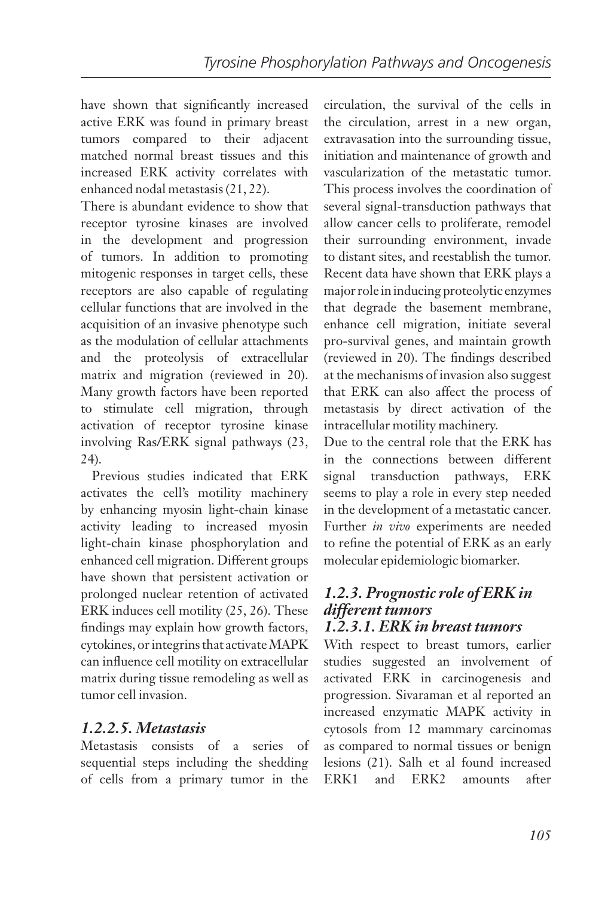have shown that significantly increased active ERK was found in primary breast tumors compared to their adjacent matched normal breast tissues and this increased ERK activity correlates with enhanced nodal metastasis (21, 22).

There is abundant evidence to show that receptor tyrosine kinases are involved in the development and progression of tumors. In addition to promoting mitogenic responses in target cells, these receptors are also capable of regulating cellular functions that are involved in the acquisition of an invasive phenotype such as the modulation of cellular attachments and the proteolysis of extracellular matrix and migration (reviewed in 20). Many growth factors have been reported to stimulate cell migration, through activation of receptor tyrosine kinase involving Ras/ERK signal pathways (23, 24).

Previous studies indicated that ERK activates the cell's motility machinery by enhancing myosin light-chain kinase activity leading to increased myosin light-chain kinase phosphorylation and enhanced cell migration. Different groups have shown that persistent activation or prolonged nuclear retention of activated ERK induces cell motility (25, 26). These findings may explain how growth factors, cytokines, or integrins that activate MAPK can influence cell motility on extracellular matrix during tissue remodeling as well as tumor cell invasion.

#### *1.2.2.5. Metastasis*

Metastasis consists of a series of sequential steps including the shedding of cells from a primary tumor in the circulation, the survival of the cells in the circulation, arrest in a new organ, extravasation into the surrounding tissue, initiation and maintenance of growth and vascularization of the metastatic tumor. This process involves the coordination of several signal-transduction pathways that allow cancer cells to proliferate, remodel their surrounding environment, invade to distant sites, and reestablish the tumor. Recent data have shown that ERK plays a major role in inducing proteolytic enzymes that degrade the basement membrane, enhance cell migration, initiate several pro-survival genes, and maintain growth (reviewed in 20). The findings described at the mechanisms of invasion also suggest that ERK can also affect the process of metastasis by direct activation of the intracellular motility machinery.

Due to the central role that the ERK has in the connections between different signal transduction pathways, ERK seems to play a role in every step needed in the development of a metastatic cancer. Further *in vivo* experiments are needed to refine the potential of ERK as an early molecular epidemiologic biomarker.

### *1.2.3. Prognostic role of ERK in different tumors*

#### *1.2.3.1. ERK in breast tumors*

With respect to breast tumors, earlier studies suggested an involvement of activated ERK in carcinogenesis and progression. Sivaraman et al reported an increased enzymatic MAPK activity in cytosols from 12 mammary carcinomas as compared to normal tissues or benign lesions (21). Salh et al found increased ERK1 and ERK2 amounts after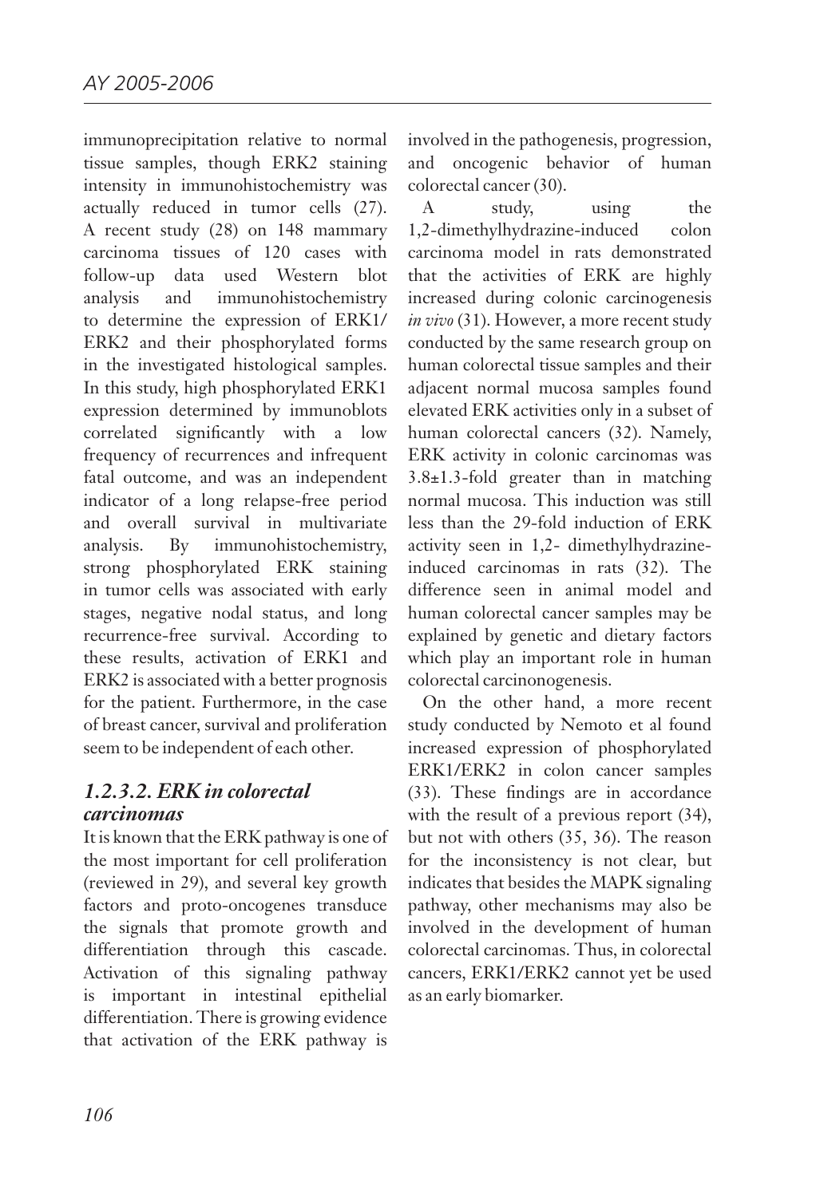immunoprecipitation relative to normal tissue samples, though ERK2 staining intensity in immunohistochemistry was actually reduced in tumor cells (27). A recent study (28) on 148 mammary carcinoma tissues of 120 cases with follow-up data used Western blot analysis and immunohistochemistry to determine the expression of ERK1/ERK2 and their phosphorylated forms in the investigated histological samples. In this study, high phosphorylated ERK1 expression determined by immunoblots correlated significantly with a low frequency of recurrences and infrequent fatal outcome, and was an independent indicator of a long relapse-free period and overall survival in multivariate analysis. By immunohistochemistry, strong phosphorylated ERK staining in tumor cells was associated with early stages, negative nodal status, and long recurrence-free survival. According to these results, activation of ERK1 and ERK2 is associated with a better prognosis for the patient. Furthermore, in the case of breast cancer, survival and proliferation seem to be independent of each other.

### *1.2.3.2. ERK in colorectal carcinomas*

It is known that the ERK pathway is one of the most important for cell proliferation (reviewed in 29), and several key growth factors and proto-oncogenes transduce the signals that promote growth and differentiation through this cascade. Activation of this signaling pathway is important in intestinal epithelial differentiation. There is growing evidence that activation of the ERK pathway is involved in the pathogenesis, progression, and oncogenic behavior of human colorectal cancer (30).

A study, using the 1,2-dimethylhydrazine-induced colon carcinoma model in rats demonstrated that the activities of ERK are highly increased during colonic carcinogenesis *in vivo* (31). However, a more recent study conducted by the same research group on human colorectal tissue samples and their adjacent normal mucosa samples found elevated ERK activities only in a subset of human colorectal cancers (32). Namely, ERK activity in colonic carcinomas was $3.8 \pm 1.3$-fold greater than in matching normal mucosa. This induction was still less than the 29-fold induction of ERK activity seen in 1,2- dimethylhydrazine-induced carcinomas in rats (32). The difference seen in animal model and human colorectal cancer samples may be explained by genetic and dietary factors which play an important role in human colorectal carcinonogenesis.

On the other hand, a more recent study conducted by Nemoto et al found increased expression of phosphorylated ERK1/ERK2 in colon cancer samples (33). These findings are in accordance with the result of a previous report (34), but not with others (35, 36). The reason for the inconsistency is not clear, but indicates that besides the MAPK signaling pathway, other mechanisms may also be involved in the development of human colorectal carcinomas. Thus, in colorectal cancers, ERK1/ERK2 cannot yet be used as an early biomarker.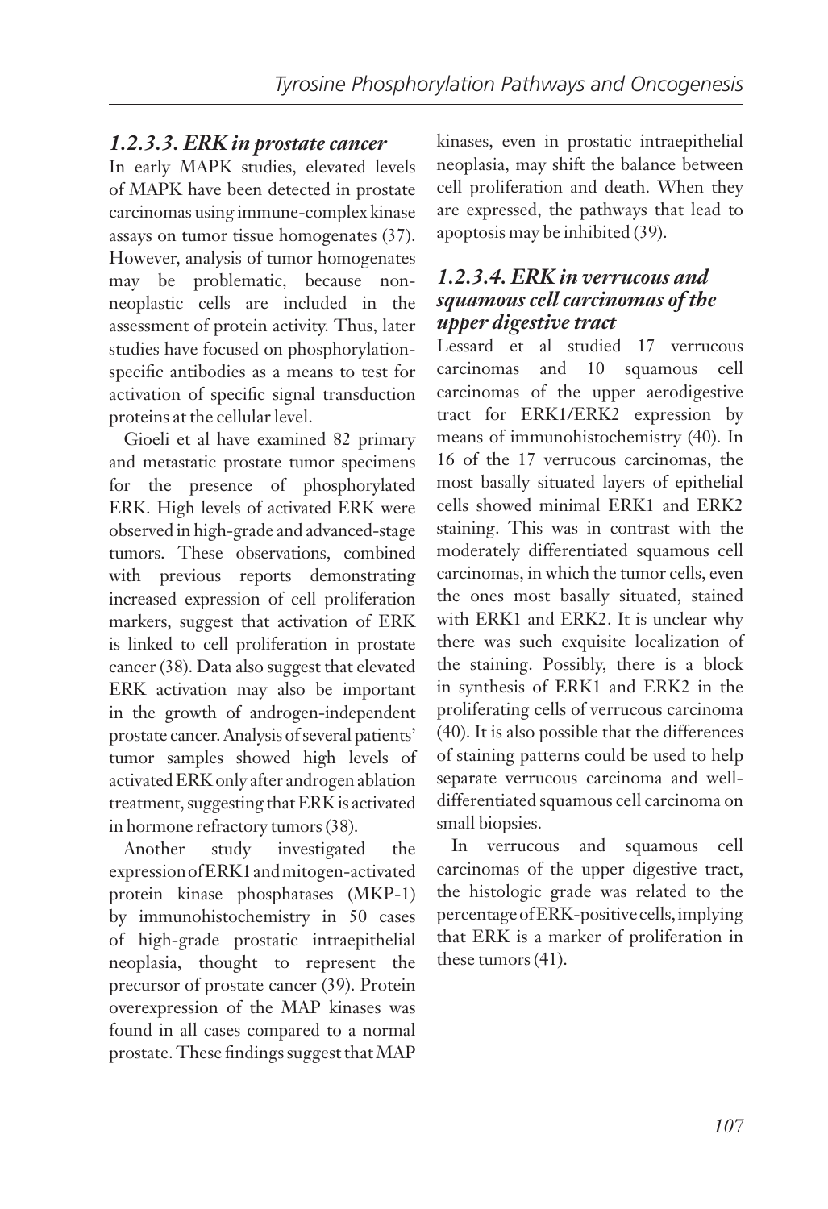### *1.2.3.3. ERK in prostate cancer*

In early MAPK studies, elevated levels of MAPK have been detected in prostate carcinomas using immune-complex kinase assays on tumor tissue homogenates (37). However, analysis of tumor homogenates may be problematic, because non-neoplastic cells are included in the assessment of protein activity. Thus, later studies have focused on phosphorylation-specific antibodies as a means to test for activation of specific signal transduction proteins at the cellular level.

Gioeli et al have examined 82 primary and metastatic prostate tumor specimens for the presence of phosphorylated ERK. High levels of activated ERK were observed in high-grade and advanced-stage tumors. These observations, combined with previous reports demonstrating increased expression of cell proliferation markers, suggest that activation of ERK is linked to cell proliferation in prostate cancer (38). Data also suggest that elevated ERK activation may also be important in the growth of androgen-independent prostate cancer. Analysis of several patients' tumor samples showed high levels of activated ERK only after androgen ablation treatment, suggesting that ERK is activated in hormone refractory tumors (38).

Another study investigated the expression of ERK1 and mitogen-activated protein kinase phosphatases (MKP-1) by immunohistochemistry in 50 cases of high-grade prostatic intraepithelial neoplasia, thought to represent the precursor of prostate cancer (39). Protein overexpression of the MAP kinases was found in all cases compared to a normal prostate. These findings suggest that MAP kinases, even in prostatic intraepithelial neoplasia, may shift the balance between cell proliferation and death. When they are expressed, the pathways that lead to apoptosis may be inhibited (39).

### *1.2.3.4. ERK in verrucous and squamous cell carcinomas of the upper digestive tract*

Lessard et al studied 17 verrucous carcinomas and 10 squamous cell carcinomas of the upper aerodigestive tract for ERK1/ERK2 expression by means of immunohistochemistry (40). In 16 of the 17 verrucous carcinomas, the most basally situated layers of epithelial cells showed minimal ERK1 and ERK2 staining. This was in contrast with the moderately differentiated squamous cell carcinomas, in which the tumor cells, even the ones most basally situated, stained with ERK1 and ERK2. It is unclear why there was such exquisite localization of the staining. Possibly, there is a block in synthesis of ERK1 and ERK2 in the proliferating cells of verrucous carcinoma (40). It is also possible that the differences of staining patterns could be used to help separate verrucous carcinoma and well-differentiated squamous cell carcinoma on small biopsies.

In verrucous and squamous cell carcinomas of the upper digestive tract, the histologic grade was related to the percentage of ERK-positive cells, implying that ERK is a marker of proliferation in these tumors (41).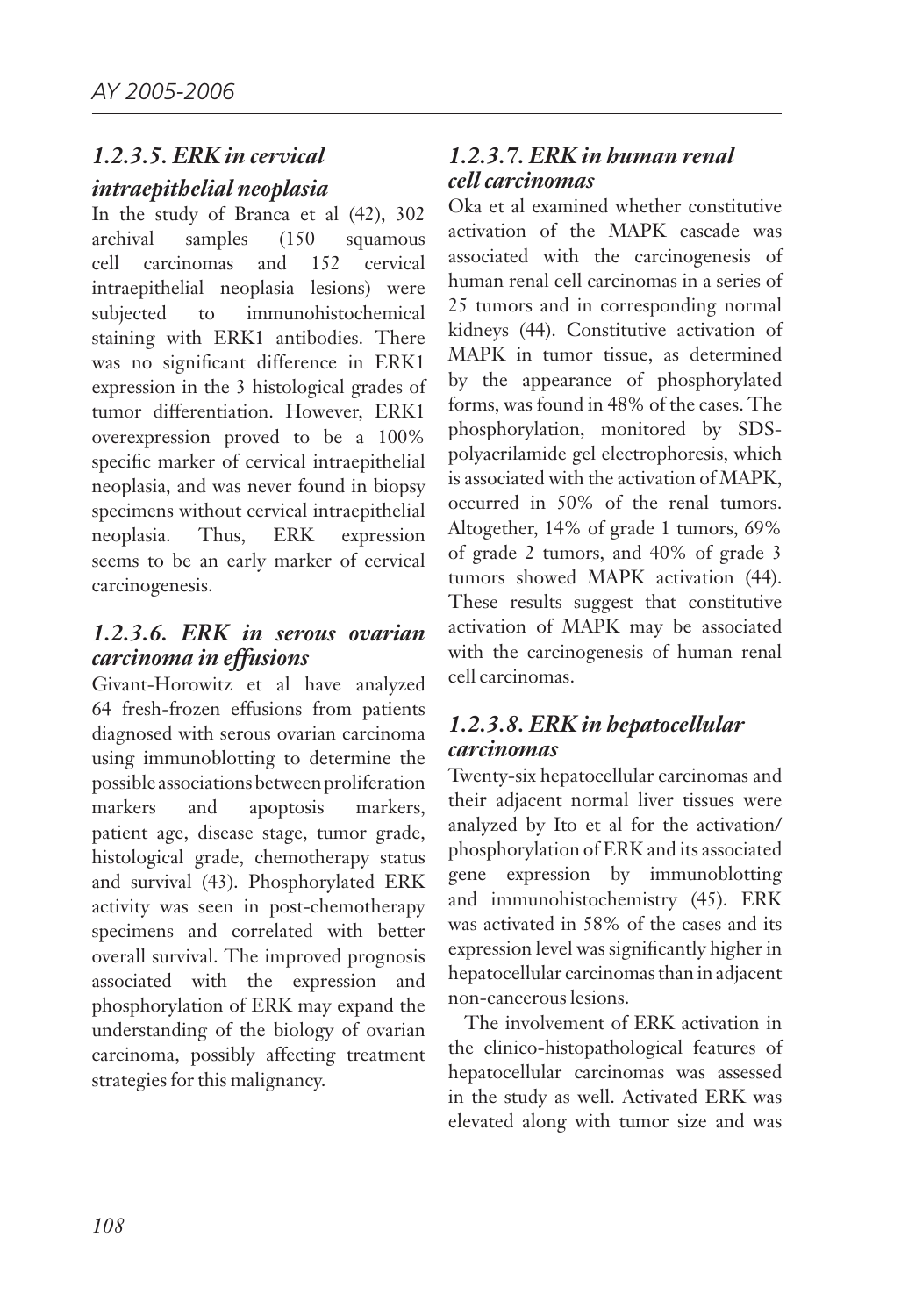### *1.2.3.5. ERK in cervical intraepithelial neoplasia*

In the study of Branca et al (42), 302 archival samples (150 squamous cell carcinomas and 152 cervical intraepithelial neoplasia lesions) were subjected to immunohistochemical staining with ERK1 antibodies. There was no significant difference in ERK1 expression in the 3 histological grades of tumor differentiation. However, ERK1 overexpression proved to be a 100% specific marker of cervical intraepithelial neoplasia, and was never found in biopsy specimens without cervical intraepithelial neoplasia. Thus, ERK expression seems to be an early marker of cervical carcinogenesis.

### *1.2.3.6. ERK in serous ovarian carcinoma in effusions*

Givant-Horowitz et al have analyzed 64 fresh-frozen effusions from patients diagnosed with serous ovarian carcinoma using immunoblotting to determine the possible associations between proliferation markers and apoptosis markers, patient age, disease stage, tumor grade, histological grade, chemotherapy status and survival (43). Phosphorylated ERK activity was seen in post-chemotherapy specimens and correlated with better overall survival. The improved prognosis associated with the expression and phosphorylation of ERK may expand the understanding of the biology of ovarian carcinoma, possibly affecting treatment strategies for this malignancy.

### *1.2.3.7. ERK in human renal cell carcinomas*

Oka et al examined whether constitutive activation of the MAPK cascade was associated with the carcinogenesis of human renal cell carcinomas in a series of 25 tumors and in corresponding normal kidneys (44). Constitutive activation of MAPK in tumor tissue, as determined by the appearance of phosphorylated forms, was found in 48% of the cases. The phosphorylation, monitored by SDS-polyacrilamide gel electrophoresis, which is associated with the activation of MAPK, occurred in 50% of the renal tumors. Altogether, 14% of grade 1 tumors, 69% of grade 2 tumors, and 40% of grade 3 tumors showed MAPK activation (44). These results suggest that constitutive activation of MAPK may be associated with the carcinogenesis of human renal cell carcinomas.

### *1.2.3.8. ERK in hepatocellular carcinomas*

Twenty-six hepatocellular carcinomas and their adjacent normal liver tissues were analyzed by Ito et al for the activation/phosphorylation of ERK and its associated gene expression by immunoblotting and immunohistochemistry (45). ERK was activated in 58% of the cases and its expression level was significantly higher in hepatocellular carcinomas than in adjacent non-cancerous lesions.

The involvement of ERK activation in the clinico-histopathological features of hepatocellular carcinomas was assessed in the study as well. Activated ERK was elevated along with tumor size and was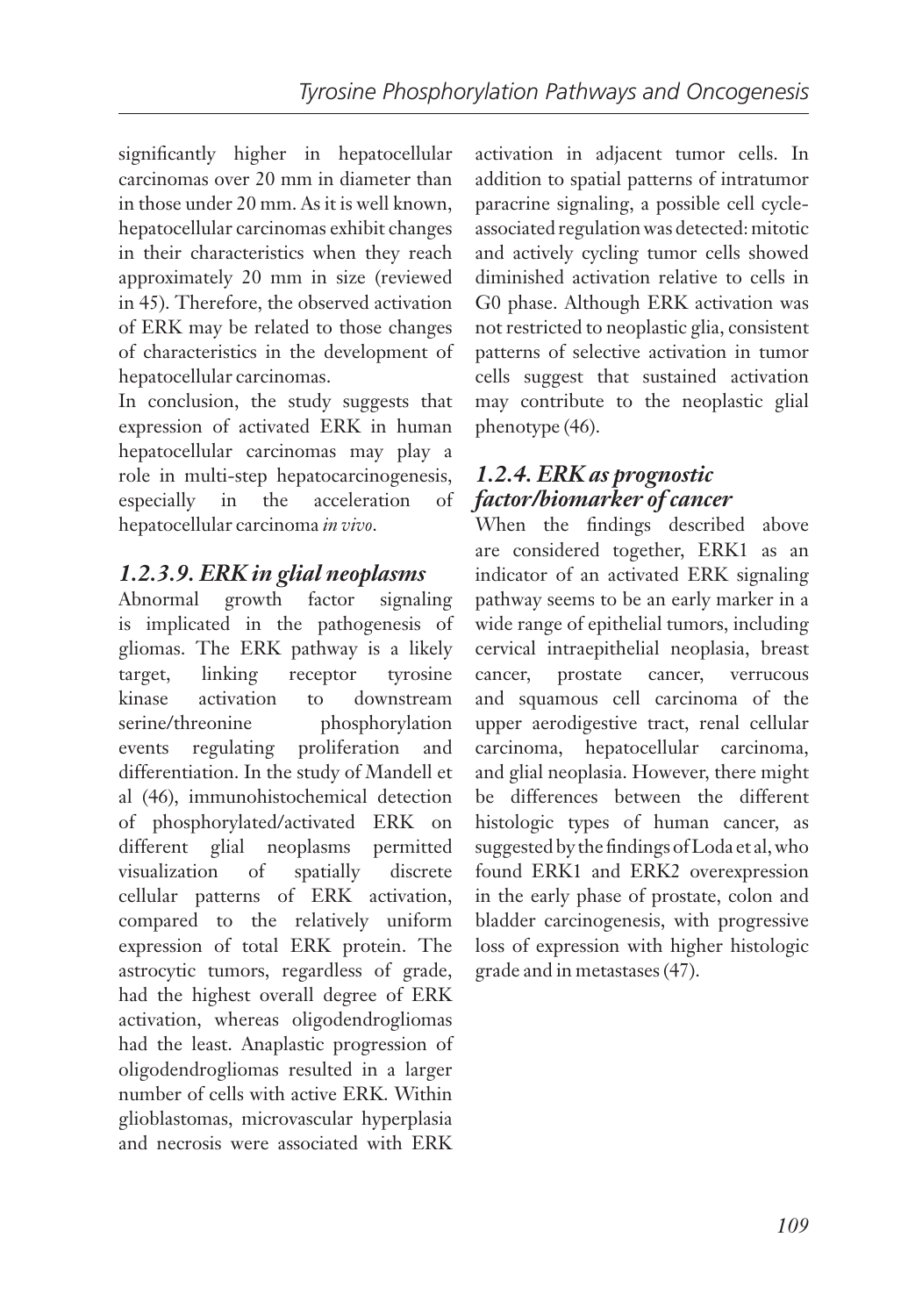significantly higher in hepatocellular carcinomas over 20 mm in diameter than in those under 20 mm. As it is well known, hepatocellular carcinomas exhibit changes in their characteristics when they reach approximately 20 mm in size (reviewed in 45). Therefore, the observed activation of ERK may be related to those changes of characteristics in the development of hepatocellular carcinomas.

In conclusion, the study suggests that expression of activated ERK in human hepatocellular carcinomas may play a role in multi-step hepatocarcinogenesis, especially in the acceleration of hepatocellular carcinoma *in vivo*.

### *1.2.3.9. ERK in glial neoplasms*

Abnormal growth factor signaling is implicated in the pathogenesis of gliomas. The ERK pathway is a likely target, linking receptor tyrosine kinase activation to downstream serine/threonine phosphorylation events regulating proliferation and differentiation. In the study of Mandell et al (46), immunohistochemical detection of phosphorylated/activated ERK on different glial neoplasms permitted visualization of spatially discrete cellular patterns of ERK activation, compared to the relatively uniform expression of total ERK protein. The astrocytic tumors, regardless of grade, had the highest overall degree of ERK activation, whereas oligodendrogliomas had the least. Anaplastic progression of oligodendrogliomas resulted in a larger number of cells with active ERK. Within glioblastomas, microvascular hyperplasia and necrosis were associated with ERK activation in adjacent tumor cells. In addition to spatial patterns of intratumor paracrine signaling, a possible cell cycle-associated regulation was detected: mitotic and actively cycling tumor cells showed diminished activation relative to cells in G0 phase. Although ERK activation was not restricted to neoplastic glia, consistent patterns of selective activation in tumor cells suggest that sustained activation may contribute to the neoplastic glial phenotype (46).

### *1.2.4. ERK as prognostic factor/biomarker of cancer*

When the findings described above are considered together, ERK1 as an indicator of an activated ERK signaling pathway seems to be an early marker in a wide range of epithelial tumors, including cervical intraepithelial neoplasia, breast cancer, prostate cancer, verrucous and squamous cell carcinoma of the upper aerodigestive tract, renal cellular carcinoma, hepatocellular carcinoma, and glial neoplasia. However, there might be differences between the different histologic types of human cancer, as suggested by the findings of Loda et al, who found ERK1 and ERK2 overexpression in the early phase of prostate, colon and bladder carcinogenesis, with progressive loss of expression with higher histologic grade and in metastases (47).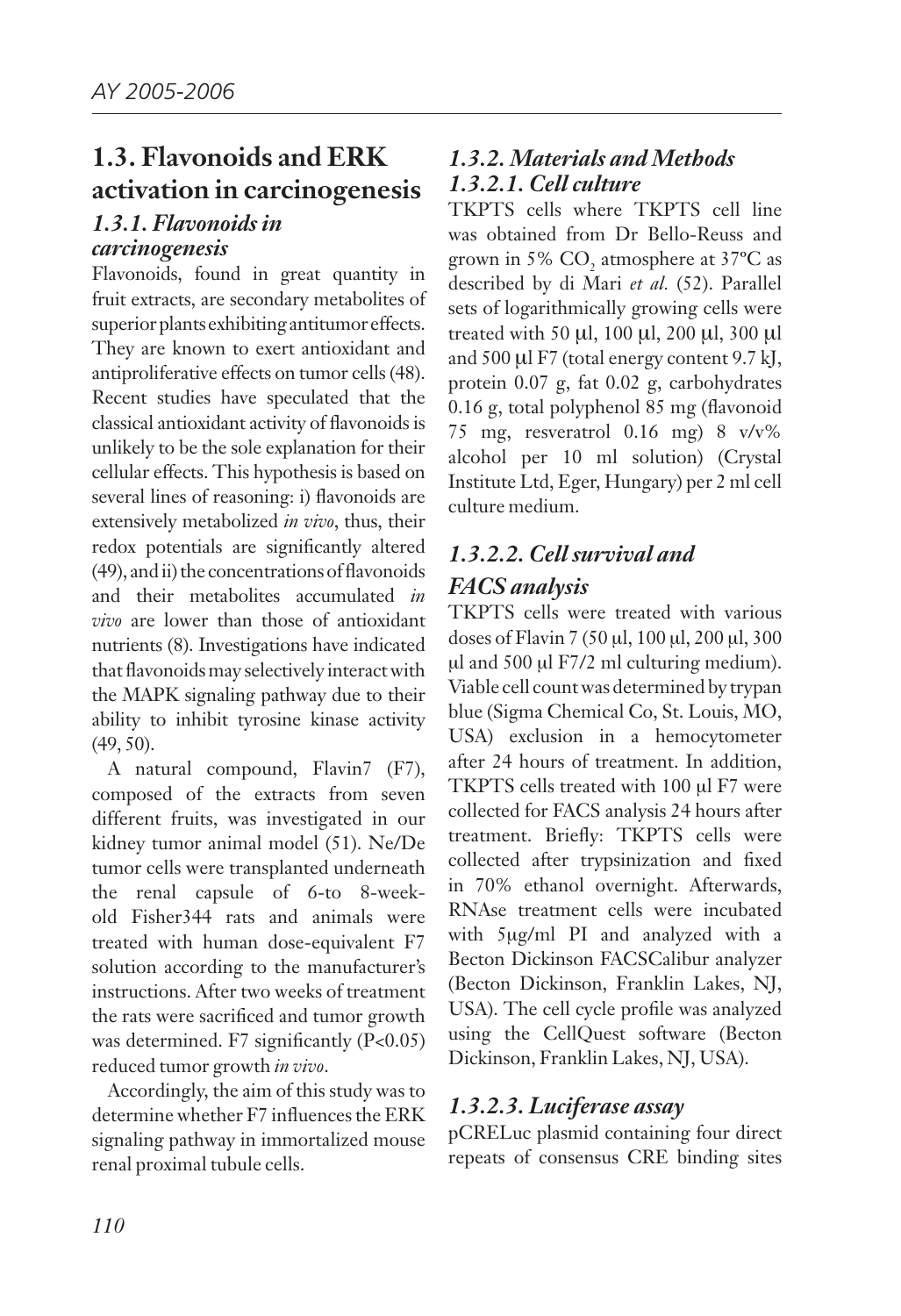## 1.3. Flavonoids and ERK activation in carcinogenesis

### *1.3.1. Flavonoids in carcinogenesis*

Flavonoids, found in great quantity in fruit extracts, are secondary metabolites of superior plants exhibiting antitumor effects. They are known to exert antioxidant and antiproliferative effects on tumor cells (48). Recent studies have speculated that the classical antioxidant activity of flavonoids is unlikely to be the sole explanation for their cellular effects. This hypothesis is based on several lines of reasoning: i) flavonoids are extensively metabolized *in vivo*, thus, their redox potentials are significantly altered (49), and ii) the concentrations of flavonoids and their metabolites accumulated *in vivo* are lower than those of antioxidant nutrients (8). Investigations have indicated that flavonoids may selectively interact with the MAPK signaling pathway due to their ability to inhibit tyrosine kinase activity (49, 50).

A natural compound, Flavin7 (F7), composed of the extracts from seven different fruits, was investigated in our kidney tumor animal model (51). Ne/De tumor cells were transplanted underneath the renal capsule of 6-to 8-week-old Fisher344 rats and animals were treated with human dose-equivalent F7 solution according to the manufacturer's instructions. After two weeks of treatment the rats were sacrificed and tumor growth was determined. F7 significantly ($P<0.05$) reduced tumor growth *in vivo*.

Accordingly, the aim of this study was to determine whether F7 influences the ERK signaling pathway in immortalized mouse renal proximal tubule cells.

### *1.3.2. Materials and Methods*

#### *1.3.2.1. Cell culture*

TKPTS cells where TKPTS cell line was obtained from Dr Bello-Reuss and grown in 5% $CO_2$ atmosphere at 37ºC as described by di Mari *et al.* (52). Parallel sets of logarithmically growing cells were treated with 50 μl, 100 μl, 200 μl, 300 μl and 500 μl F7 (total energy content 9.7 kJ, protein 0.07 g, fat 0.02 g, carbohydrates 0.16 g, total polyphenol 85 mg (flavonoid 75 mg, resveratrol 0.16 mg) 8 v/v% alcohol per 10 ml solution) (Crystal Institute Ltd, Eger, Hungary) per 2 ml cell culture medium.

#### *1.3.2.2. Cell survival and FACS analysis*

TKPTS cells were treated with various doses of Flavin 7 (50 μl, 100 μl, 200 μl, 300 μl and 500 μl F7/2 ml culturing medium). Viable cell count was determined by trypan blue (Sigma Chemical Co, St. Louis, MO, USA) exclusion in a hemocytometer after 24 hours of treatment. In addition, TKPTS cells treated with 100 μl F7 were collected for FACS analysis 24 hours after treatment. Briefly: TKPTS cells were collected after trypsinization and fixed in 70% ethanol overnight. Afterwards, RNAse treatment cells were incubated with 5μg/ml PI and analyzed with a Becton Dickinson FACSCalibur analyzer (Becton Dickinson, Franklin Lakes, NJ, USA). The cell cycle profile was analyzed using the CellQuest software (Becton Dickinson, Franklin Lakes, NJ, USA).

#### *1.3.2.3. Luciferase assay*

pCRELuc plasmid containing four direct repeats of consensus CRE binding sites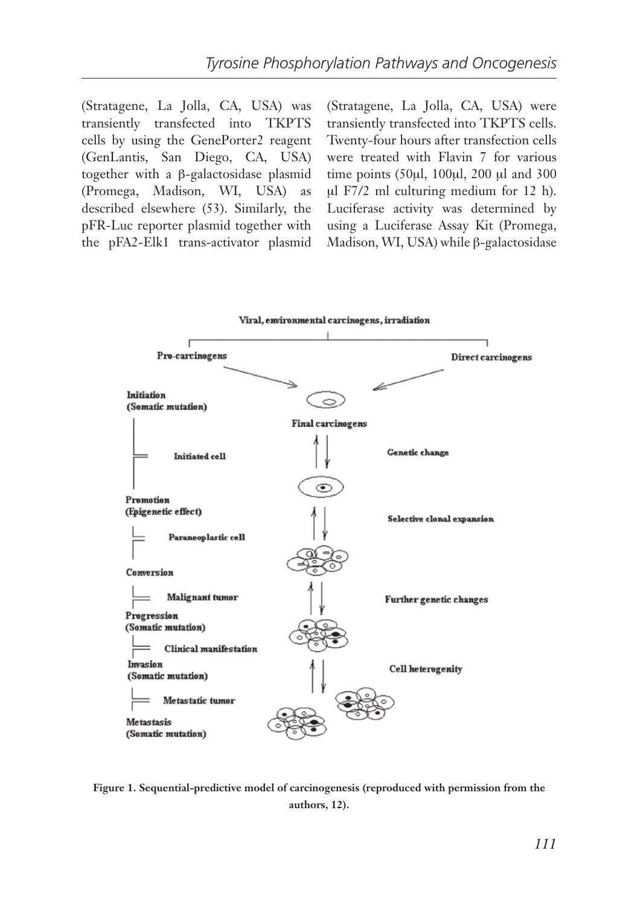(Stratagene, La Jolla, CA, USA) was transiently transfected into TKPTS cells by using the GenePorter2 reagent (GenLantis, San Diego, CA, USA) together with a β-galactosidase plasmid (Promega, Madison, WI, USA) as described elsewhere (53). Similarly, the pFR-Luc reporter plasmid together with the pFA2-Elk1 trans-activator plasmid (Stratagene, La Jolla, CA, USA) were transiently transfected into TKPTS cells. Twenty-four hours after transfection cells were treated with Flavin 7 for various time points (50μl, 100μl, 200 μl and 300 μl F7/2 ml culturing medium for 12 h). Luciferase activity was determined by using a Luciferase Assay Kit (Promega, Madison, WI, USA) while β-galactosidase

Viral, environmental carcinogens, irradiation

Pro-carcinogens — Direct carcinogens

Initiation (Somatic mutation)

Final carcinogens

Initiated cell — Genetic change

Promotion (Epigenetic effect)

Selective clonal expansion

Paraneoplastic cell

Conversion

Malignant tumor — Further genetic changes

Progression (Somatic mutation)

Clinical manifestation

Invasion (Somatic mutation) — Cell heterogenity

Metastatic tumor

Metastasis (Somatic mutation)

**Figure 1. Sequential-predictive model of carcinogenesis (reproduced with permission from the authors, 12).**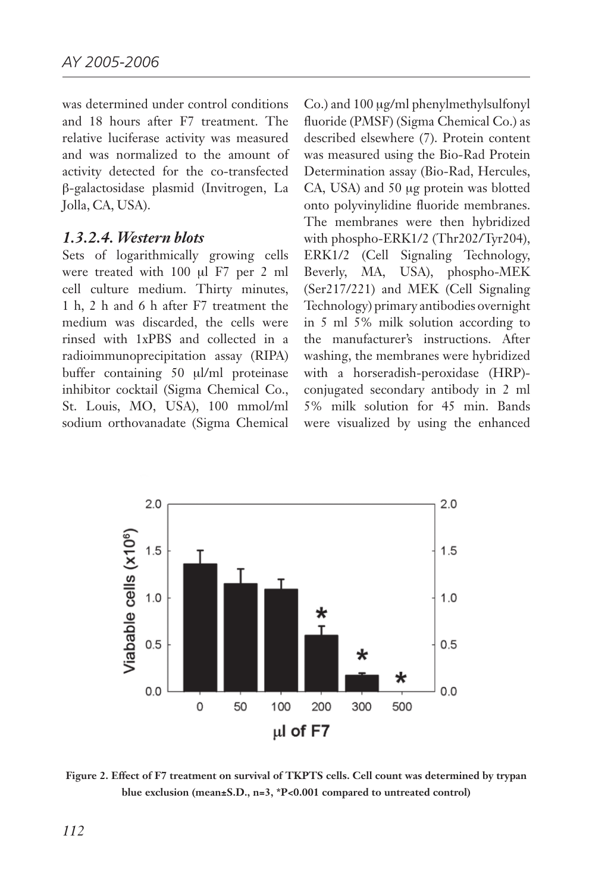was determined under control conditions and 18 hours after F7 treatment. The relative luciferase activity was measured and was normalized to the amount of activity detected for the co-transfected β-galactosidase plasmid (Invitrogen, La Jolla, CA, USA).

### *1.3.2.4. Western blots*

Sets of logarithmically growing cells were treated with 100 μl F7 per 2 ml cell culture medium. Thirty minutes, 1 h, 2 h and 6 h after F7 treatment the medium was discarded, the cells were rinsed with 1xPBS and collected in a radioimmunoprecipitation assay (RIPA) buffer containing 50 μl/ml proteinase inhibitor cocktail (Sigma Chemical Co., St. Louis, MO, USA), 100 mmol/ml sodium orthovanadate (Sigma Chemical Co.) and 100 μg/ml phenylmethylsulfonyl fluoride (PMSF) (Sigma Chemical Co.) as described elsewhere (7). Protein content was measured using the Bio-Rad Protein Determination assay (Bio-Rad, Hercules, CA, USA) and 50 μg protein was blotted onto polyvinylidine fluoride membranes. The membranes were then hybridized with phospho-ERK1/2 (Thr202/Tyr204), ERK1/2 (Cell Signaling Technology, Beverly, MA, USA), phospho-MEK (Ser217/221) and MEK (Cell Signaling Technology) primary antibodies overnight in 5 ml 5% milk solution according to the manufacturer's instructions. After washing, the membranes were hybridized with a horseradish-peroxidase (HRP)-conjugated secondary antibody in 2 ml 5% milk solution for 45 min. Bands were visualized by using the enhanced

**Figure 2. Effect of F7 treatment on survival of TKPTS cells. Cell count was determined by trypan blue exclusion (mean±S.D., n=3, *P<0.001 compared to untreated control)**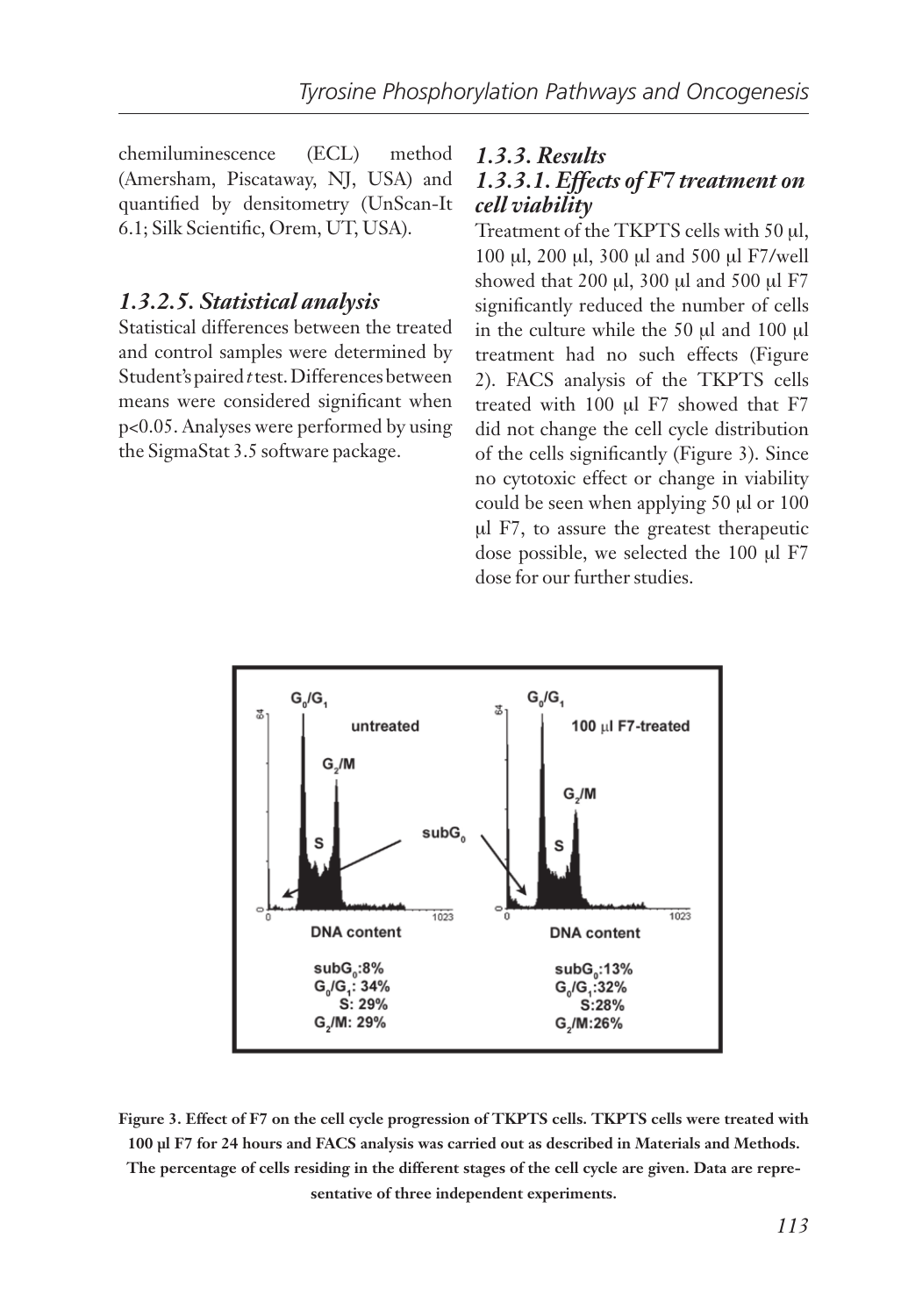chemiluminescence (ECL) method (Amersham, Piscataway, NJ, USA) and quantified by densitometry (UnScan-It 6.1; Silk Scientific, Orem, UT, USA).

### *1.3.2.5. Statistical analysis*

Statistical differences between the treated and control samples were determined by Student's paired *t* test. Differences between means were considered significant when $p<0.05$. Analyses were performed by using the SigmaStat 3.5 software package.

## *1.3.3. Results*

### *1.3.3.1. Effects of F7 treatment on cell viability*

Treatment of the TKPTS cells with 50 μl, 100 μl, 200 μl, 300 μl and 500 μl F7/well showed that 200 μl, 300 μl and 500 μl F7 significantly reduced the number of cells in the culture while the 50 μl and 100 μl treatment had no such effects (Figure 2). FACS analysis of the TKPTS cells treated with 100 μl F7 showed that F7 did not change the cell cycle distribution of the cells significantly (Figure 3). Since no cytotoxic effect or change in viability could be seen when applying 50 μl or 100 μl F7, to assure the greatest therapeutic dose possible, we selected the 100 μl F7 dose for our further studies.

| untreated | 100 μl F7-treated |
| --- | --- |
| $subG_0$: 8% | $subG_0$: 13% |
| $G_0/G_1$: 34% | $G_0/G_1$: 32% |
| S: 29% | S: 28% |
| $G_2/M$: 29% | $G_2/M$: 26% |

**Figure 3. Effect of F7 on the cell cycle progression of TKPTS cells. TKPTS cells were treated with 100 μl F7 for 24 hours and FACS analysis was carried out as described in Materials and Methods. The percentage of cells residing in the different stages of the cell cycle are given. Data are representative of three independent experiments.**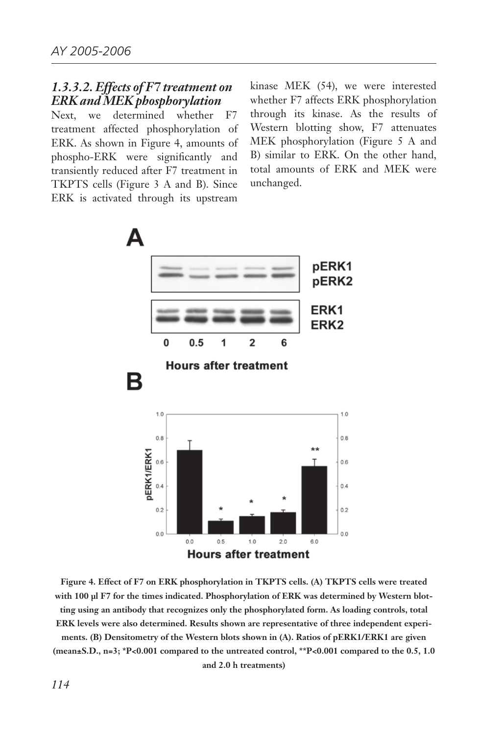### *1.3.3.2. Effects of F7 treatment on ERK and MEK phosphorylation*

Next, we determined whether F7 treatment affected phosphorylation of ERK. As shown in Figure 4, amounts of phospho-ERK were significantly and transiently reduced after F7 treatment in TKPTS cells (Figure 3 A and B). Since ERK is activated through its upstream kinase MEK (54), we were interested whether F7 affects ERK phosphorylation through its kinase. As the results of Western blotting show, F7 attenuates MEK phosphorylation (Figure 5 A and B) similar to ERK. On the other hand, total amounts of ERK and MEK were unchanged.

**Figure 4. Effect of F7 on ERK phosphorylation in TKPTS cells. (A) TKPTS cells were treated with 100 µl F7 for the times indicated. Phosphorylation of ERK was determined by Western blotting using an antibody that recognizes only the phosphorylated form. As loading controls, total ERK levels were also determined. Results shown are representative of three independent experiments. (B) Densitometry of the Western blots shown in (A). Ratios of pERK1/ERK1 are given (mean±S.D., n=3; *P<0.001 compared to the untreated control, **P<0.001 compared to the 0.5, 1.0 and 2.0 h treatments)**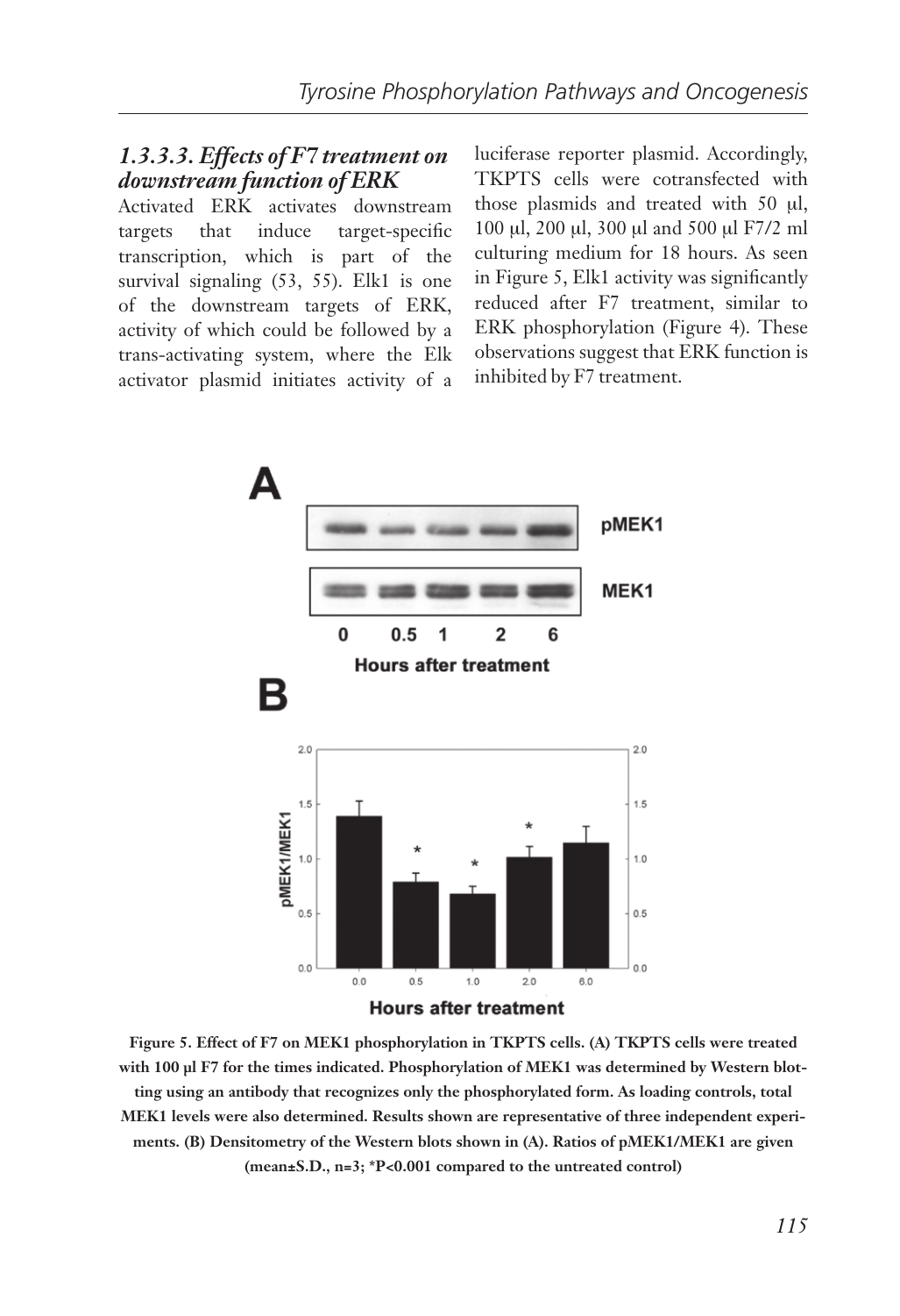### *1.3.3.3. Effects of F7 treatment on downstream function of ERK*

Activated ERK activates downstream targets that induce target-specific transcription, which is part of the survival signaling (53, 55). Elk1 is one of the downstream targets of ERK, activity of which could be followed by a trans-activating system, where the Elk activator plasmid initiates activity of a luciferase reporter plasmid. Accordingly, TKPTS cells were cotransfected with those plasmids and treated with 50 μl, 100 μl, 200 μl, 300 μl and 500 μl F7/2 ml culturing medium for 18 hours. As seen in Figure 5, Elk1 activity was significantly reduced after F7 treatment, similar to ERK phosphorylation (Figure 4). These observations suggest that ERK function is inhibited by F7 treatment.

**Figure 5. Effect of F7 on MEK1 phosphorylation in TKPTS cells. (A) TKPTS cells were treated with 100 μl F7 for the times indicated. Phosphorylation of MEK1 was determined by Western blotting using an antibody that recognizes only the phosphorylated form. As loading controls, total MEK1 levels were also determined. Results shown are representative of three independent experiments. (B) Densitometry of the Western blots shown in (A). Ratios of pMEK1/MEK1 are given (mean±S.D., n=3; *P<0.001 compared to the untreated control)**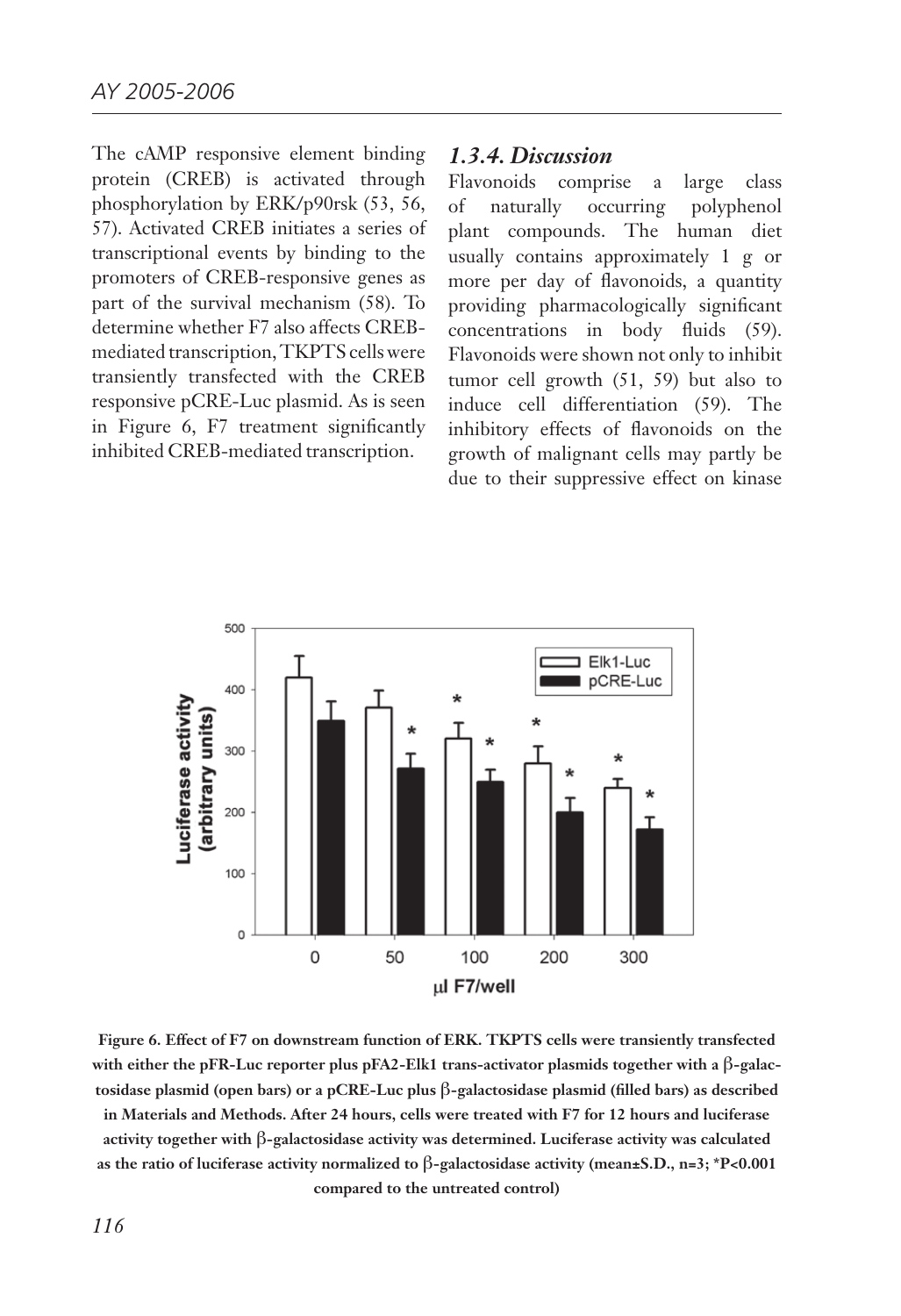The cAMP responsive element binding protein (CREB) is activated through phosphorylation by ERK/p90rsk (53, 56, 57). Activated CREB initiates a series of transcriptional events by binding to the promoters of CREB-responsive genes as part of the survival mechanism (58). To determine whether F7 also affects CREB-mediated transcription, TKPTS cells were transiently transfected with the CREB responsive pCRE-Luc plasmid. As is seen in Figure 6, F7 treatment significantly inhibited CREB-mediated transcription.

### *1.3.4. Discussion*

Flavonoids comprise a large class of naturally occurring polyphenol plant compounds. The human diet usually contains approximately 1 g or more per day of flavonoids, a quantity providing pharmacologically significant concentrations in body fluids (59). Flavonoids were shown not only to inhibit tumor cell growth (51, 59) but also to induce cell differentiation (59). The inhibitory effects of flavonoids on the growth of malignant cells may partly be due to their suppressive effect on kinase

**Figure 6. Effect of F7 on downstream function of ERK. TKPTS cells were transiently transfected with either the pFR-Luc reporter plus pFA2-Elk1 trans-activator plasmids together with a β-galactosidase plasmid (open bars) or a pCRE-Luc plus β-galactosidase plasmid (filled bars) as described in Materials and Methods. After 24 hours, cells were treated with F7 for 12 hours and luciferase activity together with β-galactosidase activity was determined. Luciferase activity was calculated as the ratio of luciferase activity normalized to β-galactosidase activity (mean±S.D., n=3; *P<0.001 compared to the untreated control)**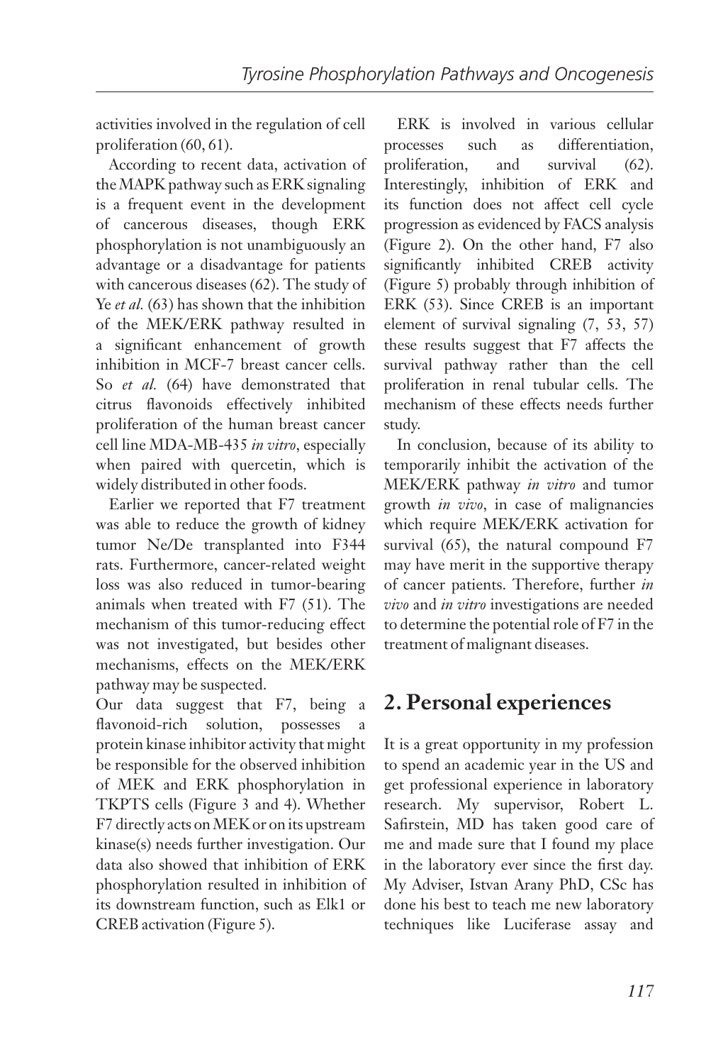activities involved in the regulation of cell proliferation (60, 61).

According to recent data, activation of the MAPK pathway such as ERK signaling is a frequent event in the development of cancerous diseases, though ERK phosphorylation is not unambiguously an advantage or a disadvantage for patients with cancerous diseases (62). The study of Ye *et al.* (63) has shown that the inhibition of the MEK/ERK pathway resulted in a significant enhancement of growth inhibition in MCF-7 breast cancer cells. So *et al.* (64) have demonstrated that citrus flavonoids effectively inhibited proliferation of the human breast cancer cell line MDA-MB-435 *in vitro*, especially when paired with quercetin, which is widely distributed in other foods.

Earlier we reported that F7 treatment was able to reduce the growth of kidney tumor Ne/De transplanted into F344 rats. Furthermore, cancer-related weight loss was also reduced in tumor-bearing animals when treated with F7 (51). The mechanism of this tumor-reducing effect was not investigated, but besides other mechanisms, effects on the MEK/ERK pathway may be suspected.

Our data suggest that F7, being a flavonoid-rich solution, possesses a protein kinase inhibitor activity that might be responsible for the observed inhibition of MEK and ERK phosphorylation in TKPTS cells (Figure 3 and 4). Whether F7 directly acts on MEK or on its upstream kinase(s) needs further investigation. Our data also showed that inhibition of ERK phosphorylation resulted in inhibition of its downstream function, such as Elk1 or CREB activation (Figure 5).

ERK is involved in various cellular processes such as differentiation, proliferation, and survival (62). Interestingly, inhibition of ERK and its function does not affect cell cycle progression as evidenced by FACS analysis (Figure 2). On the other hand, F7 also significantly inhibited CREB activity (Figure 5) probably through inhibition of ERK (53). Since CREB is an important element of survival signaling (7, 53, 57) these results suggest that F7 affects the survival pathway rather than the cell proliferation in renal tubular cells. The mechanism of these effects needs further study.

In conclusion, because of its ability to temporarily inhibit the activation of the MEK/ERK pathway *in vitro* and tumor growth *in vivo*, in case of malignancies which require MEK/ERK activation for survival (65), the natural compound F7 may have merit in the supportive therapy of cancer patients. Therefore, further *in vivo* and *in vitro* investigations are needed to determine the potential role of F7 in the treatment of malignant diseases.

## 2. Personal experiences

It is a great opportunity in my profession to spend an academic year in the US and get professional experience in laboratory research. My supervisor, Robert L. Safirstein, MD has taken good care of me and made sure that I found my place in the laboratory ever since the first day. My Adviser, Istvan Arany PhD, CSc has done his best to teach me new laboratory techniques like Luciferase assay and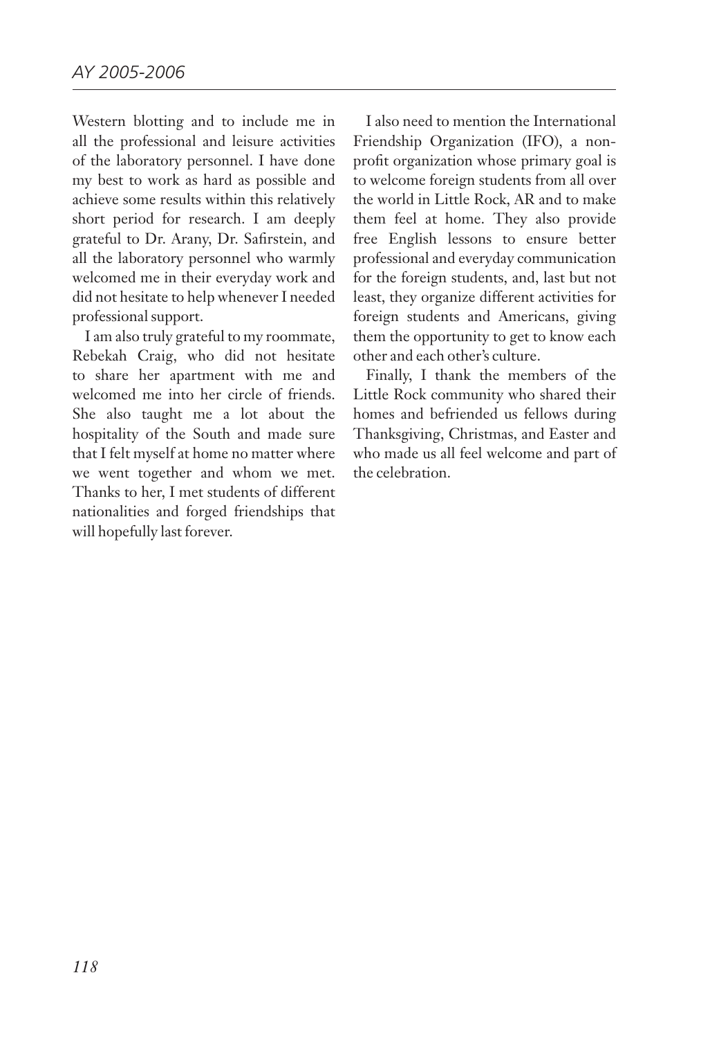Western blotting and to include me in all the professional and leisure activities of the laboratory personnel. I have done my best to work as hard as possible and achieve some results within this relatively short period for research. I am deeply grateful to Dr. Arany, Dr. Safirstein, and all the laboratory personnel who warmly welcomed me in their everyday work and did not hesitate to help whenever I needed professional support.

I am also truly grateful to my roommate, Rebekah Craig, who did not hesitate to share her apartment with me and welcomed me into her circle of friends. She also taught me a lot about the hospitality of the South and made sure that I felt myself at home no matter where we went together and whom we met. Thanks to her, I met students of different nationalities and forged friendships that will hopefully last forever.

I also need to mention the International Friendship Organization (IFO), a non-profit organization whose primary goal is to welcome foreign students from all over the world in Little Rock, AR and to make them feel at home. They also provide free English lessons to ensure better professional and everyday communication for the foreign students, and, last but not least, they organize different activities for foreign students and Americans, giving them the opportunity to get to know each other and each other's culture.

Finally, I thank the members of the Little Rock community who shared their homes and befriended us fellows during Thanksgiving, Christmas, and Easter and who made us all feel welcome and part of the celebration.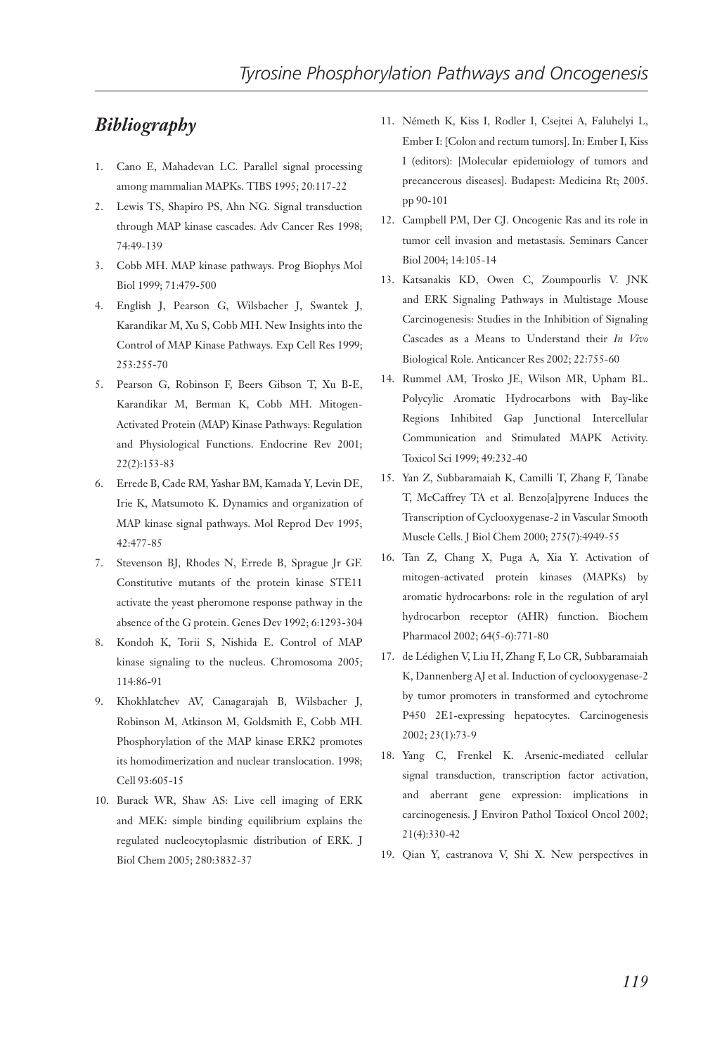## *Bibliography*

1. Cano E, Mahadevan LC. Parallel signal processing among mammalian MAPKs. TIBS 1995; 20:117-22
2. Lewis TS, Shapiro PS, Ahn NG. Signal transduction through MAP kinase cascades. Adv Cancer Res 1998; 74:49-139
3. Cobb MH. MAP kinase pathways. Prog Biophys Mol Biol 1999; 71:479-500
4. English J, Pearson G, Wilsbacher J, Swantek J, Karandikar M, Xu S, Cobb MH. New Insights into the Control of MAP Kinase Pathways. Exp Cell Res 1999; 253:255-70
5. Pearson G, Robinson F, Beers Gibson T, Xu B-E, Karandikar M, Berman K, Cobb MH. Mitogen-Activated Protein (MAP) Kinase Pathways: Regulation and Physiological Functions. Endocrine Rev 2001; 22(2):153-83
6. Errede B, Cade RM, Yashar BM, Kamada Y, Levin DE, Irie K, Matsumoto K. Dynamics and organization of MAP kinase signal pathways. Mol Reprod Dev 1995; 42:477-85
7. Stevenson BJ, Rhodes N, Errede B, Sprague Jr GF. Constitutive mutants of the protein kinase STE11 activate the yeast pheromone response pathway in the absence of the G protein. Genes Dev 1992; 6:1293-304
8. Kondoh K, Torii S, Nishida E. Control of MAP kinase signaling to the nucleus. Chromosoma 2005; 114:86-91
9. Khokhlatchev AV, Canagarajah B, Wilsbacher J, Robinson M, Atkinson M, Goldsmith E, Cobb MH. Phosphorylation of the MAP kinase ERK2 promotes its homodimerization and nuclear translocation. 1998; Cell 93:605-15
10. Burack WR, Shaw AS: Live cell imaging of ERK and MEK: simple binding equilibrium explains the regulated nucleocytoplasmic distribution of ERK. J Biol Chem 2005; 280:3832-37
11. Németh K, Kiss I, Rodler I, Csejtei A, Faluhelyi L, Ember I: [Colon and rectum tumors]. In: Ember I, Kiss I (editors): [Molecular epidemiology of tumors and precancerous diseases]. Budapest: Medicina Rt; 2005. pp 90-101
12. Campbell PM, Der CJ. Oncogenic Ras and its role in tumor cell invasion and metastasis. Seminars Cancer Biol 2004; 14:105-14
13. Katsanakis KD, Owen C, Zoumpourlis V. JNK and ERK Signaling Pathways in Multistage Mouse Carcinogenesis: Studies in the Inhibition of Signaling Cascades as a Means to Understand their *In Vivo* Biological Role. Anticancer Res 2002; 22:755-60
14. Rummel AM, Trosko JE, Wilson MR, Upham BL. Polycylic Aromatic Hydrocarbons with Bay-like Regions Inhibited Gap Junctional Intercellular Communication and Stimulated MAPK Activity. Toxicol Sci 1999; 49:232-40
15. Yan Z, Subbaramaiah K, Camilli T, Zhang F, Tanabe T, McCaffrey TA et al. Benzo[a]pyrene Induces the Transcription of Cyclooxygenase-2 in Vascular Smooth Muscle Cells. J Biol Chem 2000; 275(7):4949-55
16. Tan Z, Chang X, Puga A, Xia Y. Activation of mitogen-activated protein kinases (MAPKs) by aromatic hydrocarbons: role in the regulation of aryl hydrocarbon receptor (AHR) function. Biochem Pharmacol 2002; 64(5-6):771-80
17. de Lédighen V, Liu H, Zhang F, Lo CR, Subbaramaiah K, Dannenberg AJ et al. Induction of cyclooxygenase-2 by tumor promoters in transformed and cytochrome P450 2E1-expressing hepatocytes. Carcinogenesis 2002; 23(1):73-9
18. Yang C, Frenkel K. Arsenic-mediated cellular signal transduction, transcription factor activation, and aberrant gene expression: implications in carcinogenesis. J Environ Pathol Toxicol Oncol 2002; 21(4):330-42
19. Qian Y, castranova V, Shi X. New perspectives in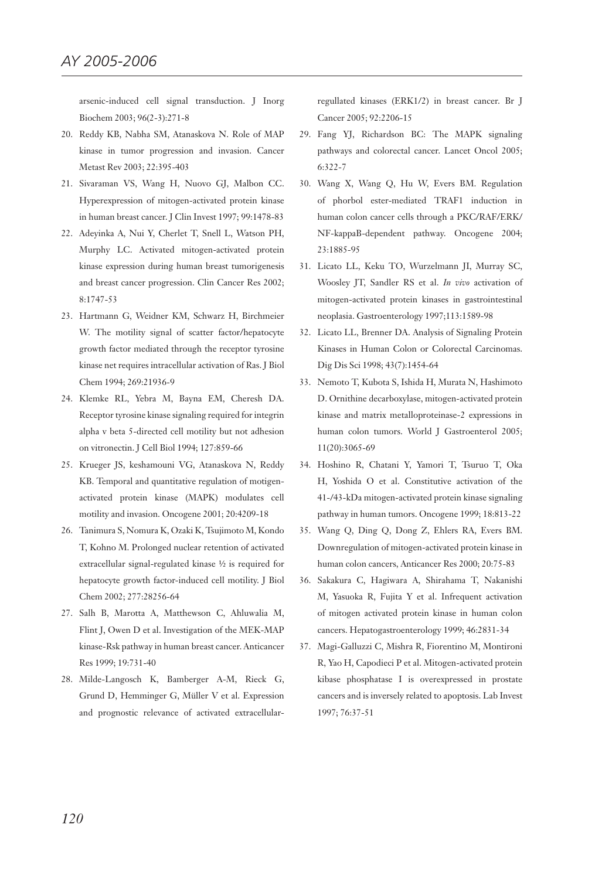arsenic-induced cell signal transduction. J Inorg Biochem 2003; 96(2-3):271-8

20. Reddy KB, Nabha SM, Atanaskova N. Role of MAP kinase in tumor progression and invasion. Cancer Metast Rev 2003; 22:395-403
21. Sivaraman VS, Wang H, Nuovo GJ, Malbon CC. Hyperexpression of mitogen-activated protein kinase in human breast cancer. J Clin Invest 1997; 99:1478-83
22. Adeyinka A, Nui Y, Cherlet T, Snell L, Watson PH, Murphy LC. Activated mitogen-activated protein kinase expression during human breast tumorigenesis and breast cancer progression. Clin Cancer Res 2002; 8:1747-53
23. Hartmann G, Weidner KM, Schwarz H, Birchmeier W. The motility signal of scatter factor/hepatocyte growth factor mediated through the receptor tyrosine kinase net requires intracellular activation of Ras. J Biol Chem 1994; 269:21936-9
24. Klemke RL, Yebra M, Bayna EM, Cheresh DA. Receptor tyrosine kinase signaling required for integrin alpha v beta 5-directed cell motility but not adhesion on vitronectin. J Cell Biol 1994; 127:859-66
25. Krueger JS, keshamouni VG, Atanaskova N, Reddy KB. Temporal and quantitative regulation of motigen-activated protein kinase (MAPK) modulates cell motility and invasion. Oncogene 2001; 20:4209-18
26. Tanimura S, Nomura K, Ozaki K, Tsujimoto M, Kondo T, Kohno M. Prolonged nuclear retention of activated extracellular signal-regulated kinase ½ is required for hepatocyte growth factor-induced cell motility. J Biol Chem 2002; 277:28256-64
27. Salh B, Marotta A, Matthewson C, Ahluwalia M, Flint J, Owen D et al. Investigation of the MEK-MAP kinase-Rsk pathway in human breast cancer. Anticancer Res 1999; 19:731-40
28. Milde-Langosch K, Bamberger A-M, Rieck G, Grund D, Hemminger G, Müller V et al. Expression and prognostic relevance of activated extracellular-regullated kinases (ERK1/2) in breast cancer. Br J Cancer 2005; 92:2206-15
29. Fang YJ, Richardson BC: The MAPK signaling pathways and colorectal cancer. Lancet Oncol 2005; 6:322-7
30. Wang X, Wang Q, Hu W, Evers BM. Regulation of phorbol ester-mediated TRAF1 induction in human colon cancer cells through a PKC/RAF/ERK/NF-kappaB-dependent pathway. Oncogene 2004; 23:1885-95
31. Licato LL, Keku TO, Wurzelmann JI, Murray SC, Woosley JT, Sandler RS et al. *In vivo* activation of mitogen-activated protein kinases in gastrointestinal neoplasia. Gastroenterology 1997;113:1589-98
32. Licato LL, Brenner DA. Analysis of Signaling Protein Kinases in Human Colon or Colorectal Carcinomas. Dig Dis Sci 1998; 43(7):1454-64
33. Nemoto T, Kubota S, Ishida H, Murata N, Hashimoto D. Ornithine decarboxylase, mitogen-activated protein kinase and matrix metalloproteinase-2 expressions in human colon tumors. World J Gastroenterol 2005; 11(20):3065-69
34. Hoshino R, Chatani Y, Yamori T, Tsuruo T, Oka H, Yoshida O et al. Constitutive activation of the 41-/43-kDa mitogen-activated protein kinase signaling pathway in human tumors. Oncogene 1999; 18:813-22
35. Wang Q, Ding Q, Dong Z, Ehlers RA, Evers BM. Downregulation of mitogen-activated protein kinase in human colon cancers, Anticancer Res 2000; 20:75-83
36. Sakakura C, Hagiwara A, Shirahama T, Nakanishi M, Yasuoka R, Fujita Y et al. Infrequent activation of mitogen activated protein kinase in human colon cancers. Hepatogastroenterology 1999; 46:2831-34
37. Magi-Galluzzi C, Mishra R, Fiorentino M, Montironi R, Yao H, Capodieci P et al. Mitogen-activated protein kibase phosphatase I is overexpressed in prostate cancers and is inversely related to apoptosis. Lab Invest 1997; 76:37-51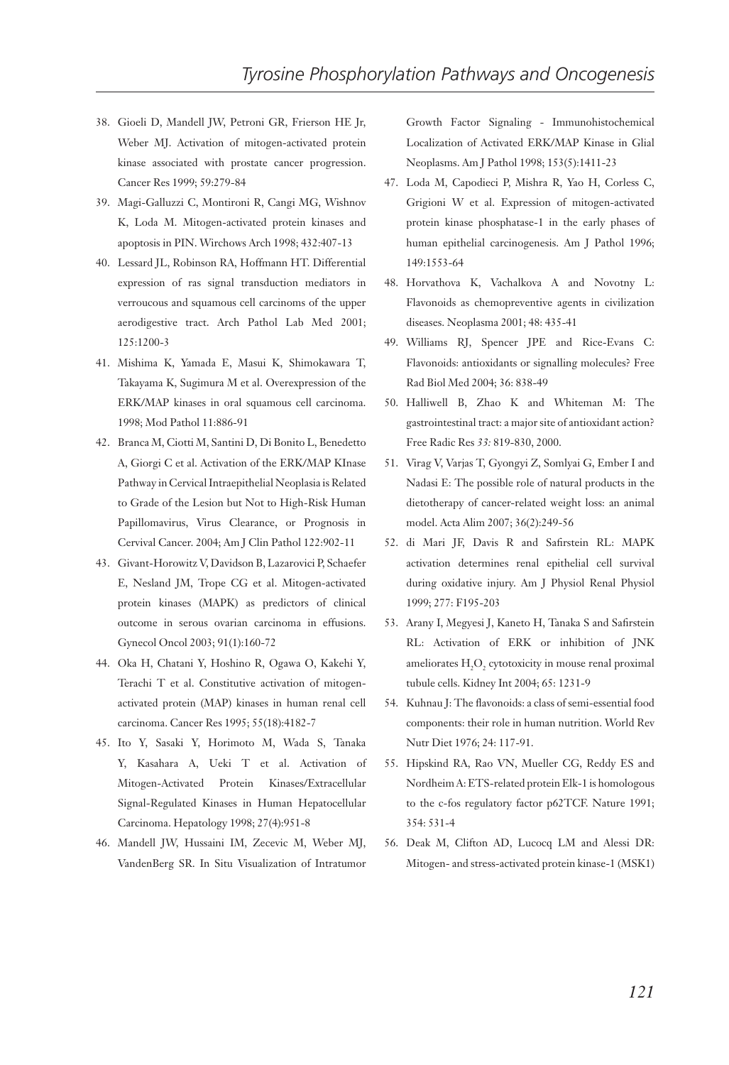38. Gioeli D, Mandell JW, Petroni GR, Frierson HE Jr, Weber MJ. Activation of mitogen-activated protein kinase associated with prostate cancer progression. Cancer Res 1999; 59:279-84
39. Magi-Galluzzi C, Montironi R, Cangi MG, Wishnov K, Loda M. Mitogen-activated protein kinases and apoptosis in PIN. Wirchows Arch 1998; 432:407-13
40. Lessard JL, Robinson RA, Hoffmann HT. Differential expression of ras signal transduction mediators in verroucous and squamous cell carcinoms of the upper aerodigestive tract. Arch Pathol Lab Med 2001; 125:1200-3
41. Mishima K, Yamada E, Masui K, Shimokawara T, Takayama K, Sugimura M et al. Overexpression of the ERK/MAP kinases in oral squamous cell carcinoma. 1998; Mod Pathol 11:886-91
42. Branca M, Ciotti M, Santini D, Di Bonito L, Benedetto A, Giorgi C et al. Activation of the ERK/MAP KInase Pathway in Cervical Intraepithelial Neoplasia is Related to Grade of the Lesion but Not to High-Risk Human Papillomavirus, Virus Clearance, or Prognosis in Cervival Cancer. 2004; Am J Clin Pathol 122:902-11
43. Givant-Horowitz V, Davidson B, Lazarovici P, Schaefer E, Nesland JM, Trope CG et al. Mitogen-activated protein kinases (MAPK) as predictors of clinical outcome in serous ovarian carcinoma in effusions. Gynecol Oncol 2003; 91(1):160-72
44. Oka H, Chatani Y, Hoshino R, Ogawa O, Kakehi Y, Terachi T et al. Constitutive activation of mitogen-activated protein (MAP) kinases in human renal cell carcinoma. Cancer Res 1995; 55(18):4182-7
45. Ito Y, Sasaki Y, Horimoto M, Wada S, Tanaka Y, Kasahara A, Ueki T et al. Activation of Mitogen-Activated Protein Kinases/Extracellular Signal-Regulated Kinases in Human Hepatocellular Carcinoma. Hepatology 1998; 27(4):951-8
46. Mandell JW, Hussaini IM, Zecevic M, Weber MJ, VandenBerg SR. In Situ Visualization of Intratumor Growth Factor Signaling - Immunohistochemical Localization of Activated ERK/MAP Kinase in Glial Neoplasms. Am J Pathol 1998; 153(5):1411-23
47. Loda M, Capodieci P, Mishra R, Yao H, Corless C, Grigioni W et al. Expression of mitogen-activated protein kinase phosphatase-1 in the early phases of human epithelial carcinogenesis. Am J Pathol 1996; 149:1553-64
48. Horvathova K, Vachalkova A and Novotny L: Flavonoids as chemopreventive agents in civilization diseases. Neoplasma 2001; 48: 435-41
49. Williams RJ, Spencer JPE and Rice-Evans C: Flavonoids: antioxidants or signalling molecules? Free Rad Biol Med 2004; 36: 838-49
50. Halliwell B, Zhao K and Whiteman M: The gastrointestinal tract: a major site of antioxidant action? Free Radic Res *33:* 819-830, 2000.
51. Virag V, Varjas T, Gyongyi Z, Somlyai G, Ember I and Nadasi E: The possible role of natural products in the dietotherapy of cancer-related weight loss: an animal model. Acta Alim 2007; 36(2):249-56
52. di Mari JF, Davis R and Safirstein RL: MAPK activation determines renal epithelial cell survival during oxidative injury. Am J Physiol Renal Physiol 1999; 277: F195-203
53. Arany I, Megyesi J, Kaneto H, Tanaka S and Safirstein RL: Activation of ERK or inhibition of JNK ameliorates $H_2O_2$ cytotoxicity in mouse renal proximal tubule cells. Kidney Int 2004; 65: 1231-9
54. Kuhnau J: The flavonoids: a class of semi-essential food components: their role in human nutrition. World Rev Nutr Diet 1976; 24: 117-91.
55. Hipskind RA, Rao VN, Mueller CG, Reddy ES and Nordheim A: ETS-related protein Elk-1 is homologous to the c-fos regulatory factor p62TCF. Nature 1991; 354: 531-4
56. Deak M, Clifton AD, Lucocq LM and Alessi DR: Mitogen- and stress-activated protein kinase-1 (MSK1)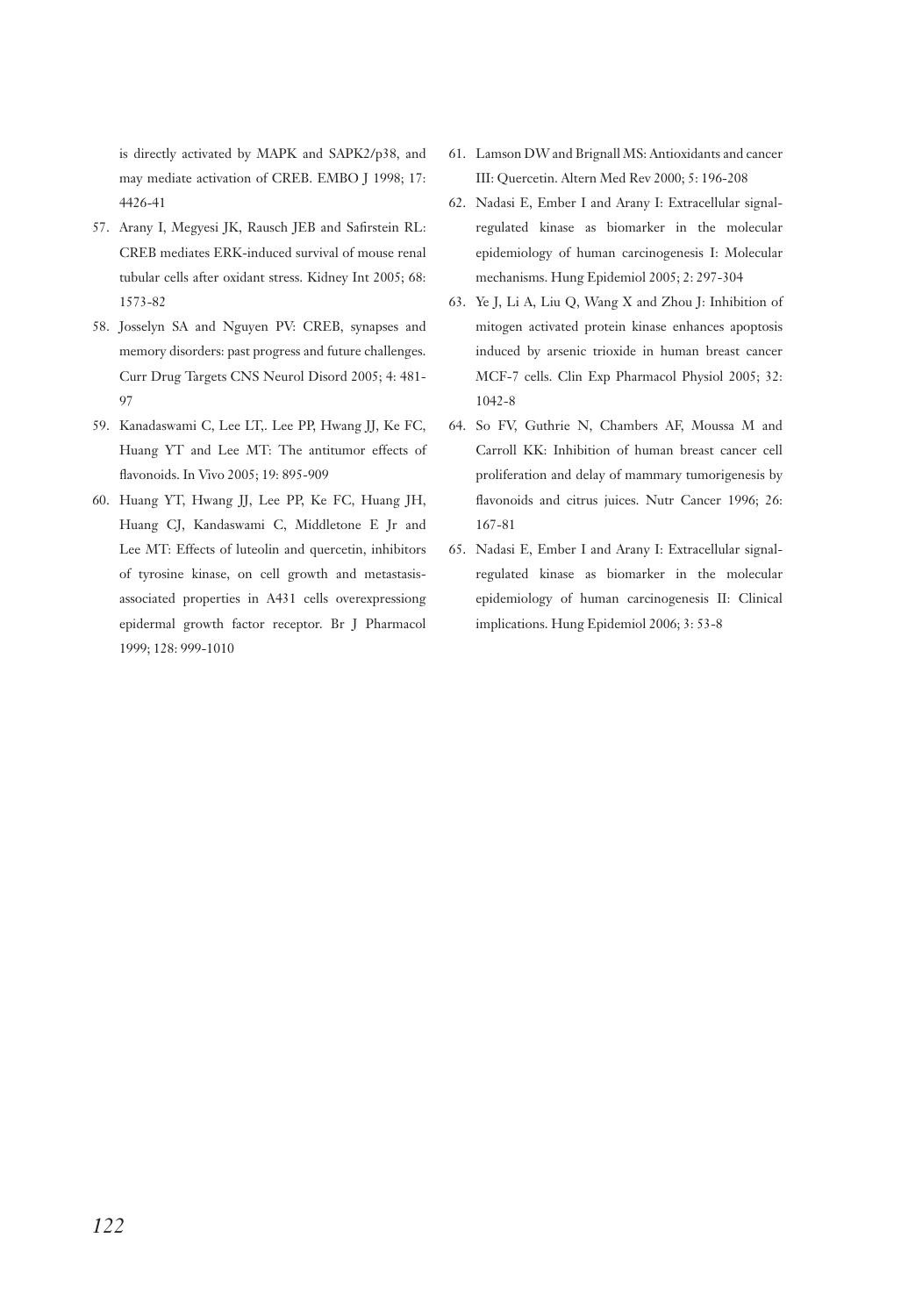is directly activated by MAPK and SAPK2/p38, and may mediate activation of CREB. EMBO J 1998; 17: 4426-41

57. Arany I, Megyesi JK, Rausch JEB and Safirstein RL: CREB mediates ERK-induced survival of mouse renal tubular cells after oxidant stress. Kidney Int 2005; 68: 1573-82
58. Josselyn SA and Nguyen PV: CREB, synapses and memory disorders: past progress and future challenges. Curr Drug Targets CNS Neurol Disord 2005; 4: 481-97
59. Kanadaswami C, Lee LT,. Lee PP, Hwang JJ, Ke FC, Huang YT and Lee MT: The antitumor effects of flavonoids. In Vivo 2005; 19: 895-909
60. Huang YT, Hwang JJ, Lee PP, Ke FC, Huang JH, Huang CJ, Kandaswami C, Middletone E Jr and Lee MT: Effects of luteolin and quercetin, inhibitors of tyrosine kinase, on cell growth and metastasis-associated properties in A431 cells overexpressiong epidermal growth factor receptor. Br J Pharmacol 1999; 128: 999-1010
61. Lamson DW and Brignall MS: Antioxidants and cancer III: Quercetin. Altern Med Rev 2000; 5: 196-208
62. Nadasi E, Ember I and Arany I: Extracellular signal-regulated kinase as biomarker in the molecular epidemiology of human carcinogenesis I: Molecular mechanisms. Hung Epidemiol 2005; 2: 297-304
63. Ye J, Li A, Liu Q, Wang X and Zhou J: Inhibition of mitogen activated protein kinase enhances apoptosis induced by arsenic trioxide in human breast cancer MCF-7 cells. Clin Exp Pharmacol Physiol 2005; 32: 1042-8
64. So FV, Guthrie N, Chambers AF, Moussa M and Carroll KK: Inhibition of human breast cancer cell proliferation and delay of mammary tumorigenesis by flavonoids and citrus juices. Nutr Cancer 1996; 26: 167-81
65. Nadasi E, Ember I and Arany I: Extracellular signal-regulated kinase as biomarker in the molecular epidemiology of human carcinogenesis II: Clinical implications. Hung Epidemiol 2006; 3: 53-8